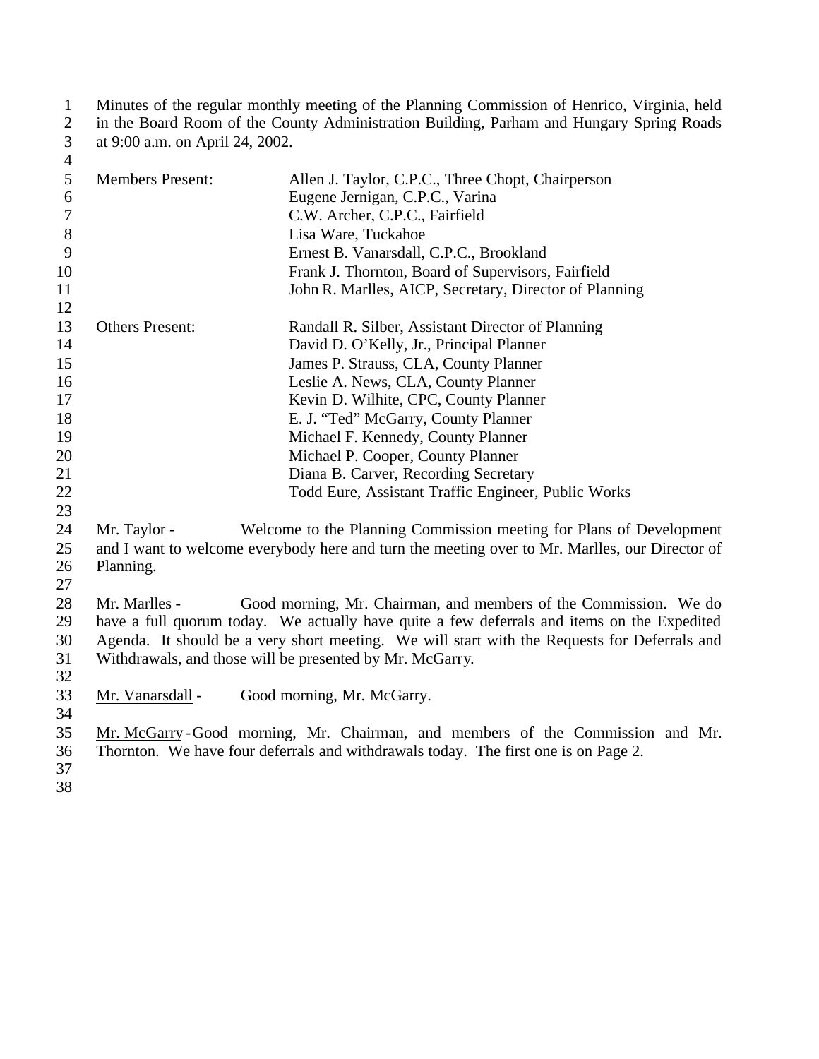Minutes of the regular monthly meeting of the Planning Commission of Henrico, Virginia, held in the Board Room of the County Administration Building, Parham and Hungary Spring Roads at 9:00 a.m. on April 24, 2002.

| | |
|---|---|
| Members Present: | Allen J. Taylor, C.P.C., Three Chopt, Chairperson |
| | Eugene Jernigan, C.P.C., Varina |
| | C.W. Archer, C.P.C., Fairfield |
| | Lisa Ware, Tuckahoe |
| | Ernest B. Vanarsdall, C.P.C., Brookland |
| | Frank J. Thornton, Board of Supervisors, Fairfield |
| | John R. Marlles, AICP, Secretary, Director of Planning |
| Others Present: | Randall R. Silber, Assistant Director of Planning |
| | David D. O'Kelly, Jr., Principal Planner |
| | James P. Strauss, CLA, County Planner |
| | Leslie A. News, CLA, County Planner |
| | Kevin D. Wilhite, CPC, County Planner |
| | E. J. "Ted" McGarry, County Planner |
| | Michael F. Kennedy, County Planner |
| | Michael P. Cooper, County Planner |
| | Diana B. Carver, Recording Secretary |
| | Todd Eure, Assistant Traffic Engineer, Public Works |

Mr. Taylor - Welcome to the Planning Commission meeting for Plans of Development and I want to welcome everybody here and turn the meeting over to Mr. Marlles, our Director of Planning.

Mr. Marlles - Good morning, Mr. Chairman, and members of the Commission. We do have a full quorum today. We actually have quite a few deferrals and items on the Expedited Agenda. It should be a very short meeting. We will start with the Requests for Deferrals and Withdrawals, and those will be presented by Mr. McGarry.

Mr. Vanarsdall - Good morning, Mr. McGarry.

Mr. McGarry - Good morning, Mr. Chairman, and members of the Commission and Mr. Thornton. We have four deferrals and withdrawals today. The first one is on Page 2.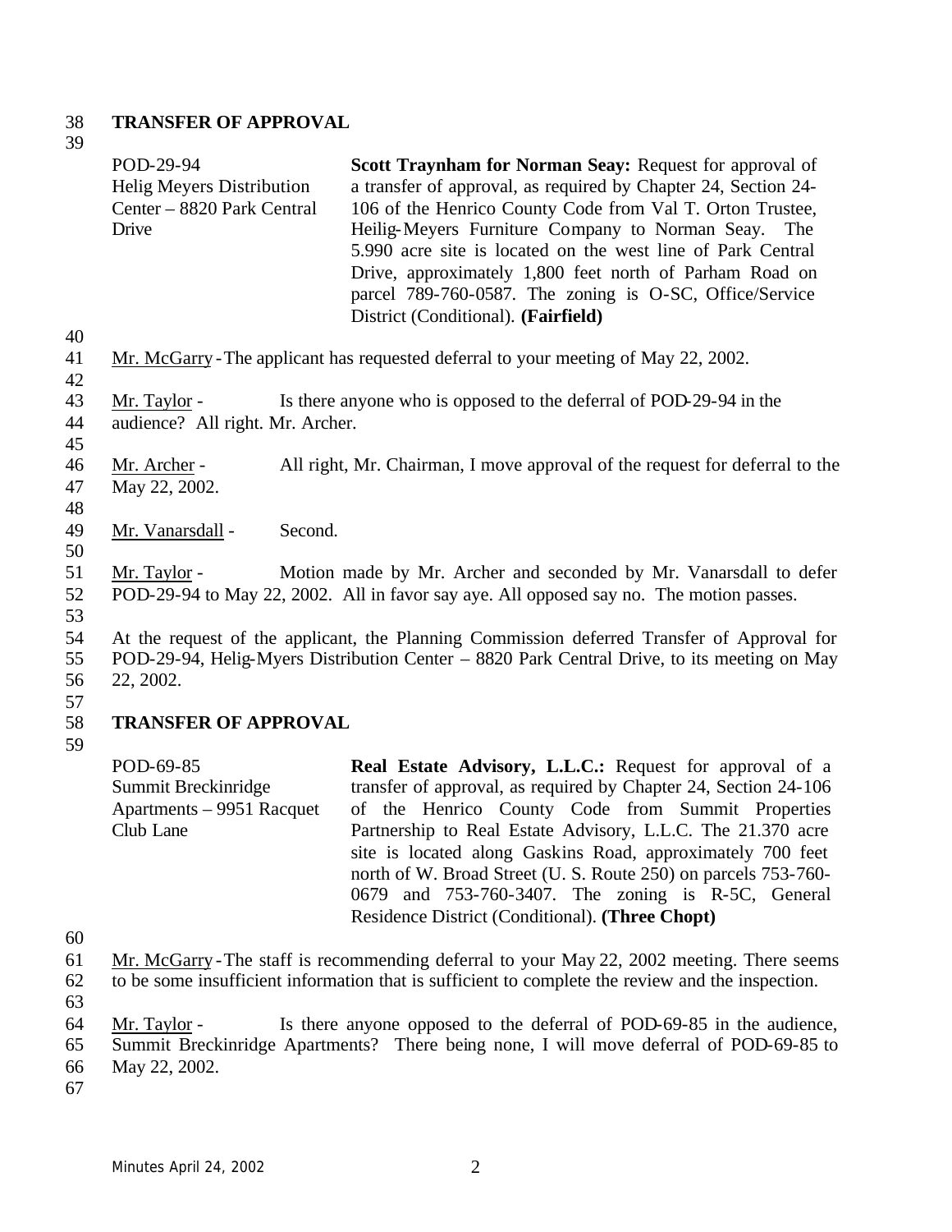## TRANSFER OF APPROVAL

| | |
|---|---|
| POD-29-94<br>Helig Meyers Distribution Center – 8820 Park Central Drive | **Scott Traynham for Norman Seay:** Request for approval of a transfer of approval, as required by Chapter 24, Section 24-106 of the Henrico County Code from Val T. Orton Trustee, Heilig-Meyers Furniture Company to Norman Seay. The 5.990 acre site is located on the west line of Park Central Drive, approximately 1,800 feet north of Parham Road on parcel 789-760-0587. The zoning is O-SC, Office/Service District (Conditional). **(Fairfield)** |

Mr. McGarry - The applicant has requested deferral to your meeting of May 22, 2002.

Mr. Taylor - Is there anyone who is opposed to the deferral of POD-29-94 in the audience? All right. Mr. Archer.

Mr. Archer - All right, Mr. Chairman, I move approval of the request for deferral to the May 22, 2002.

Mr. Vanarsdall - Second.

Mr. Taylor - Motion made by Mr. Archer and seconded by Mr. Vanarsdall to defer POD-29-94 to May 22, 2002. All in favor say aye. All opposed say no. The motion passes.

At the request of the applicant, the Planning Commission deferred Transfer of Approval for POD-29-94, Helig-Myers Distribution Center – 8820 Park Central Drive, to its meeting on May 22, 2002.

## TRANSFER OF APPROVAL

| | |
|---|---|
| POD-69-85<br>Summit Breckinridge Apartments – 9951 Racquet Club Lane | **Real Estate Advisory, L.L.C.:** Request for approval of a transfer of approval, as required by Chapter 24, Section 24-106 of the Henrico County Code from Summit Properties Partnership to Real Estate Advisory, L.L.C. The 21.370 acre site is located along Gaskins Road, approximately 700 feet north of W. Broad Street (U. S. Route 250) on parcels 753-760-0679 and 753-760-3407. The zoning is R-5C, General Residence District (Conditional). **(Three Chopt)** |

Mr. McGarry - The staff is recommending deferral to your May 22, 2002 meeting. There seems to be some insufficient information that is sufficient to complete the review and the inspection.

Mr. Taylor - Is there anyone opposed to the deferral of POD-69-85 in the audience, Summit Breckinridge Apartments? There being none, I will move deferral of POD-69-85 to May 22, 2002.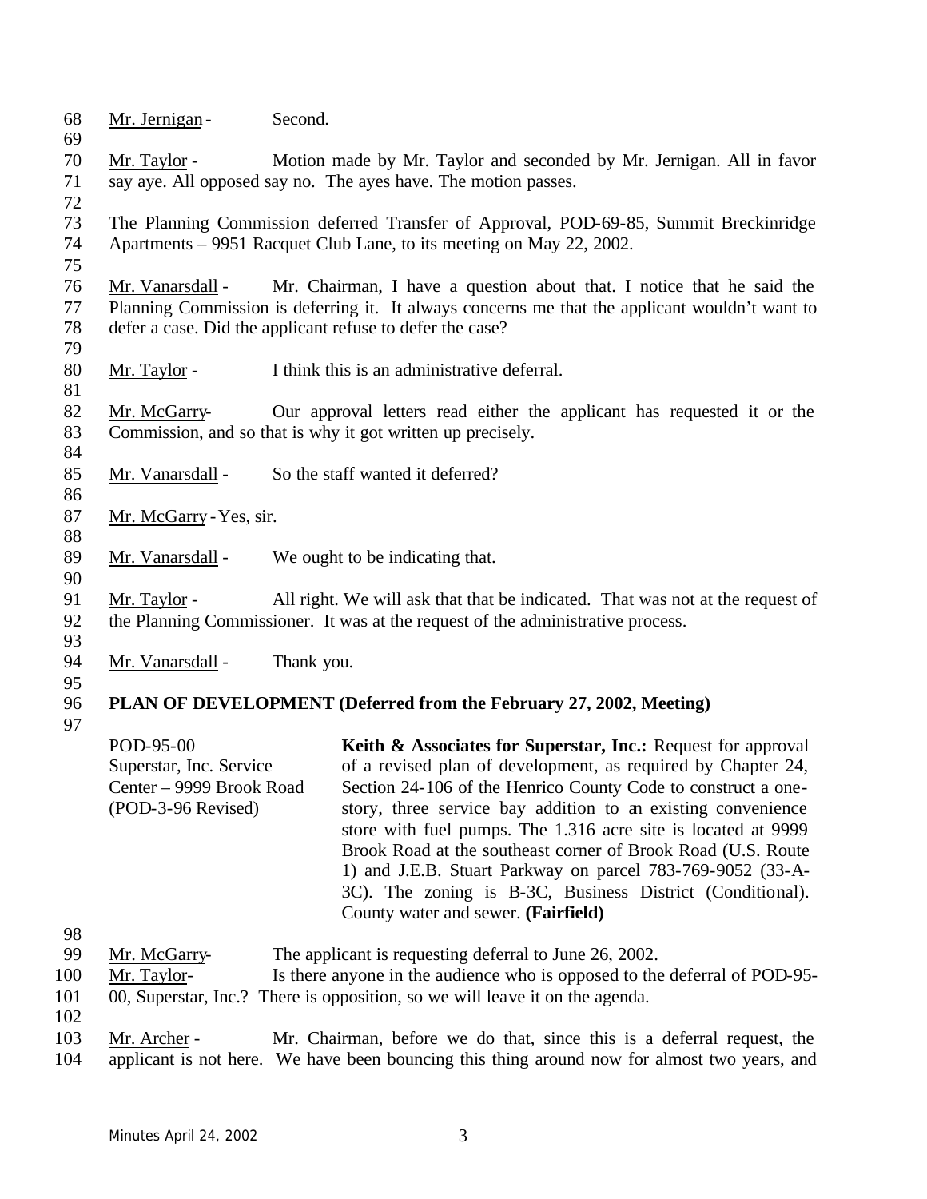Mr. Jernigan - Second.

Mr. Taylor - Motion made by Mr. Taylor and seconded by Mr. Jernigan. All in favor say aye. All opposed say no. The ayes have. The motion passes.

The Planning Commission deferred Transfer of Approval, POD-69-85, Summit Breckinridge Apartments – 9951 Racquet Club Lane, to its meeting on May 22, 2002.

Mr. Vanarsdall - Mr. Chairman, I have a question about that. I notice that he said the Planning Commission is deferring it. It always concerns me that the applicant wouldn't want to defer a case. Did the applicant refuse to defer the case?

Mr. Taylor - I think this is an administrative deferral.

Mr. McGarry- Our approval letters read either the applicant has requested it or the Commission, and so that is why it got written up precisely.

Mr. Vanarsdall - So the staff wanted it deferred?

Mr. McGarry - Yes, sir.

Mr. Vanarsdall - We ought to be indicating that.

Mr. Taylor - All right. We will ask that that be indicated. That was not at the request of the Planning Commissioner. It was at the request of the administrative process.

Mr. Vanarsdall - Thank you.

**PLAN OF DEVELOPMENT (Deferred from the February 27, 2002, Meeting)**

| | |
|---|---|
| POD-95-00<br>Superstar, Inc. Service Center – 9999 Brook Road<br>(POD-3-96 Revised) | **Keith & Associates for Superstar, Inc.:** Request for approval of a revised plan of development, as required by Chapter 24, Section 24-106 of the Henrico County Code to construct a one-story, three service bay addition to an existing convenience store with fuel pumps. The 1.316 acre site is located at 9999 Brook Road at the southeast corner of Brook Road (U.S. Route 1) and J.E.B. Stuart Parkway on parcel 783-769-9052 (33-A-3C). The zoning is B-3C, Business District (Conditional). County water and sewer. **(Fairfield)** |

Mr. McGarry- The applicant is requesting deferral to June 26, 2002.

Mr. Taylor- Is there anyone in the audience who is opposed to the deferral of POD-95-00, Superstar, Inc.? There is opposition, so we will leave it on the agenda.

Mr. Archer - Mr. Chairman, before we do that, since this is a deferral request, the applicant is not here. We have been bouncing this thing around now for almost two years, and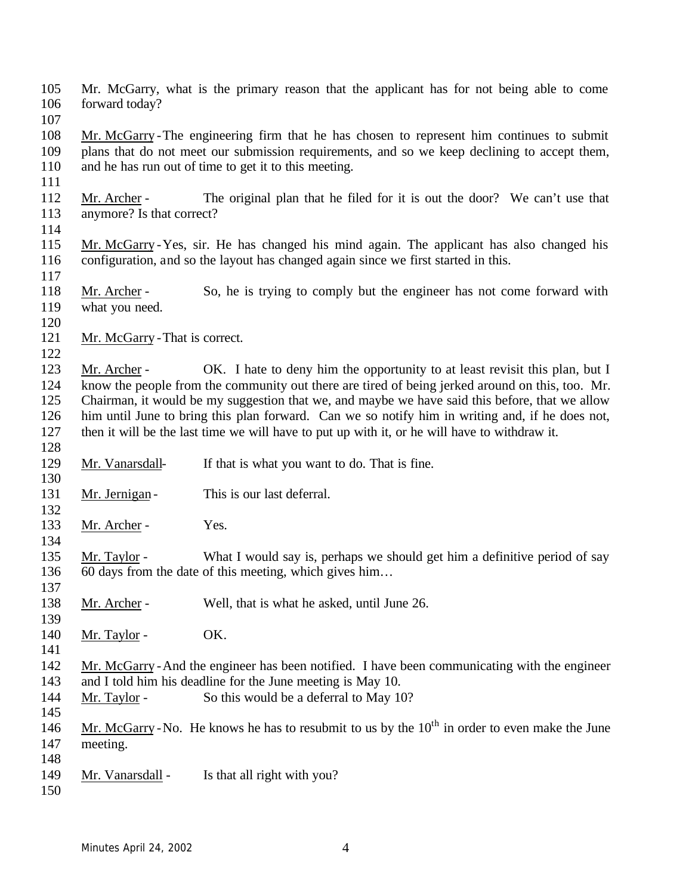Mr. McGarry, what is the primary reason that the applicant has for not being able to come forward today?

Mr. McGarry - The engineering firm that he has chosen to represent him continues to submit plans that do not meet our submission requirements, and so we keep declining to accept them, and he has run out of time to get it to this meeting.

Mr. Archer - The original plan that he filed for it is out the door? We can't use that anymore? Is that correct?

Mr. McGarry - Yes, sir. He has changed his mind again. The applicant has also changed his configuration, and so the layout has changed again since we first started in this.

Mr. Archer - So, he is trying to comply but the engineer has not come forward with what you need.

Mr. McGarry - That is correct.

Mr. Archer - OK. I hate to deny him the opportunity to at least revisit this plan, but I know the people from the community out there are tired of being jerked around on this, too. Mr. Chairman, it would be my suggestion that we, and maybe we have said this before, that we allow him until June to bring this plan forward. Can we so notify him in writing and, if he does not, then it will be the last time we will have to put up with it, or he will have to withdraw it.

Mr. Vanarsdall - If that is what you want to do. That is fine.

Mr. Jernigan - This is our last deferral.

Mr. Archer - Yes.

Mr. Taylor - What I would say is, perhaps we should get him a definitive period of say 60 days from the date of this meeting, which gives him…

Mr. Archer - Well, that is what he asked, until June 26.

Mr. Taylor - OK.

Mr. McGarry - And the engineer has been notified. I have been communicating with the engineer and I told him his deadline for the June meeting is May 10.

Mr. Taylor - So this would be a deferral to May 10?

Mr. McGarry - No. He knows he has to resubmit to us by the 10th in order to even make the June meeting.

Mr. Vanarsdall - Is that all right with you?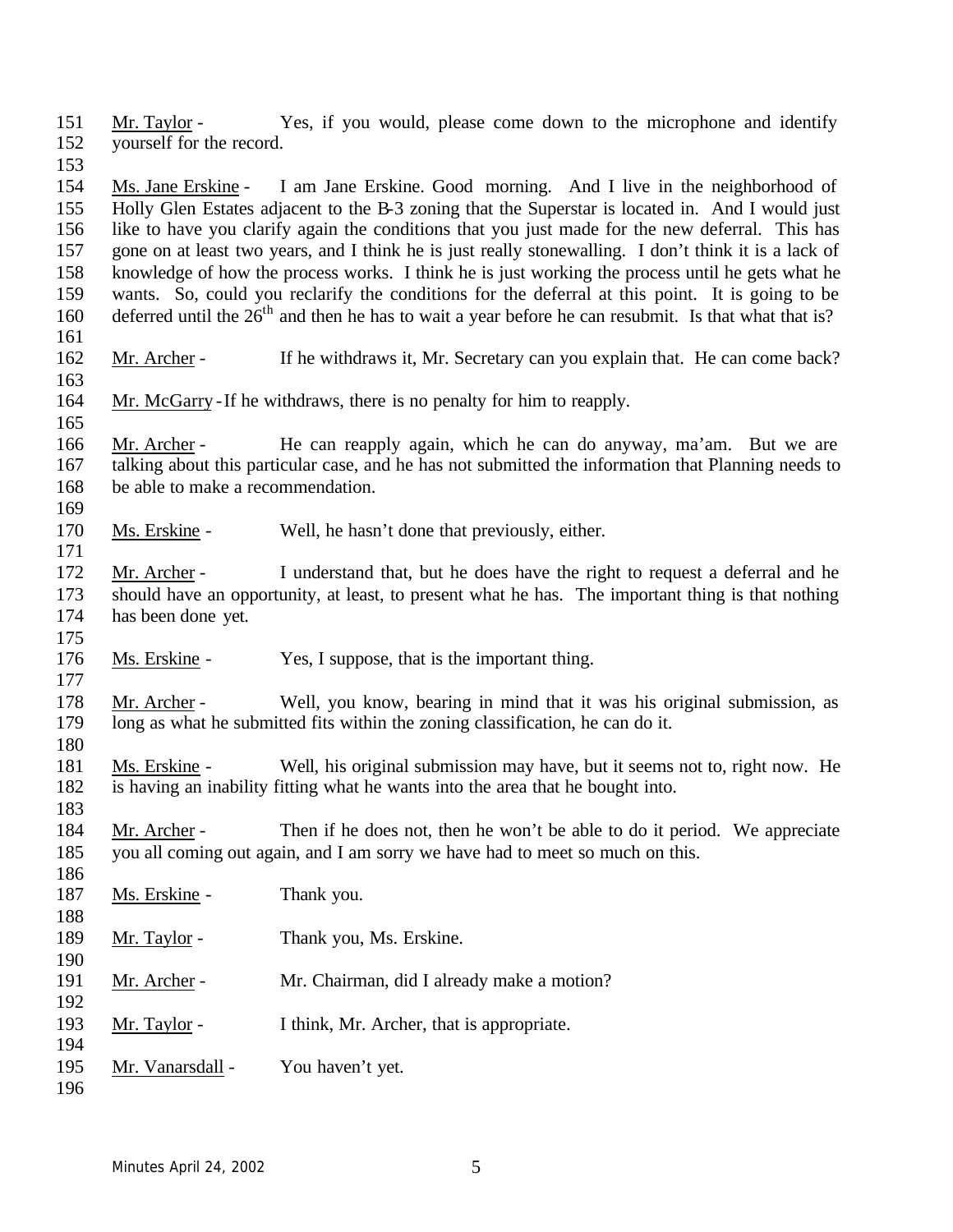151 Mr. Taylor - Yes, if you would, please come down to the microphone and identify
152 yourself for the record.
153
154 Ms. Jane Erskine - I am Jane Erskine. Good morning. And I live in the neighborhood of
155 Holly Glen Estates adjacent to the B-3 zoning that the Superstar is located in. And I would just
156 like to have you clarify again the conditions that you just made for the new deferral. This has
157 gone on at least two years, and I think he is just really stonewalling. I don't think it is a lack of
158 knowledge of how the process works. I think he is just working the process until he gets what he
159 wants. So, could you reclarify the conditions for the deferral at this point. It is going to be
160 deferred until the 26th and then he has to wait a year before he can resubmit. Is that what that is?
161
162 Mr. Archer - If he withdraws it, Mr. Secretary can you explain that. He can come back?
163
164 Mr. McGarry - If he withdraws, there is no penalty for him to reapply.
165
166 Mr. Archer - He can reapply again, which he can do anyway, ma'am. But we are
167 talking about this particular case, and he has not submitted the information that Planning needs to
168 be able to make a recommendation.
169
170 Ms. Erskine - Well, he hasn't done that previously, either.
171
172 Mr. Archer - I understand that, but he does have the right to request a deferral and he
173 should have an opportunity, at least, to present what he has. The important thing is that nothing
174 has been done yet.
175
176 Ms. Erskine - Yes, I suppose, that is the important thing.
177
178 Mr. Archer - Well, you know, bearing in mind that it was his original submission, as
179 long as what he submitted fits within the zoning classification, he can do it.
180
181 Ms. Erskine - Well, his original submission may have, but it seems not to, right now. He
182 is having an inability fitting what he wants into the area that he bought into.
183
184 Mr. Archer - Then if he does not, then he won't be able to do it period. We appreciate
185 you all coming out again, and I am sorry we have had to meet so much on this.
186
187 Ms. Erskine - Thank you.
188
189 Mr. Taylor - Thank you, Ms. Erskine.
190
191 Mr. Archer - Mr. Chairman, did I already make a motion?
192
193 Mr. Taylor - I think, Mr. Archer, that is appropriate.
194
195 Mr. Vanarsdall - You haven't yet.
196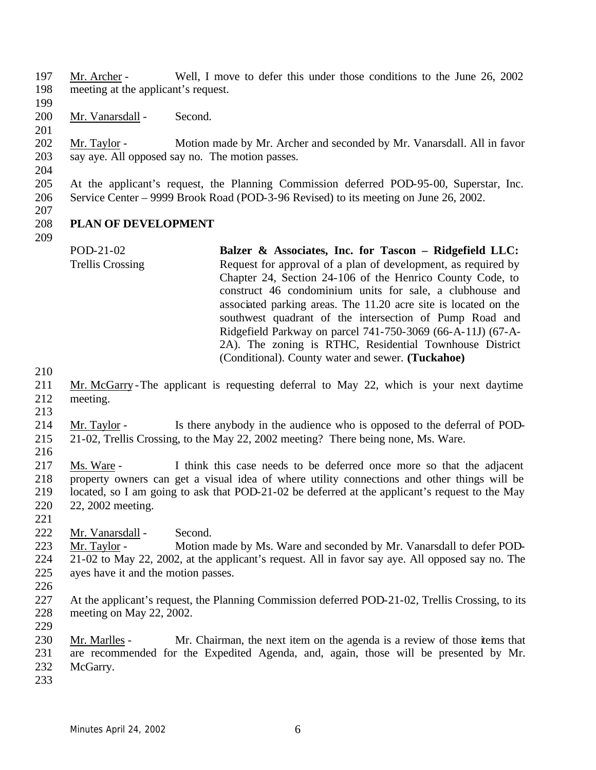Mr. Archer - Well, I move to defer this under those conditions to the June 26, 2002 meeting at the applicant's request.

Mr. Vanarsdall - Second.

Mr. Taylor - Motion made by Mr. Archer and seconded by Mr. Vanarsdall. All in favor say aye. All opposed say no. The motion passes.

At the applicant's request, the Planning Commission deferred POD-95-00, Superstar, Inc. Service Center – 9999 Brook Road (POD-3-96 Revised) to its meeting on June 26, 2002.

## PLAN OF DEVELOPMENT

| | |
|---|---|
| POD-21-02<br>Trellis Crossing | **Balzer & Associates, Inc. for Tascon – Ridgefield LLC:** Request for approval of a plan of development, as required by Chapter 24, Section 24-106 of the Henrico County Code, to construct 46 condominium units for sale, a clubhouse and associated parking areas. The 11.20 acre site is located on the southwest quadrant of the intersection of Pump Road and Ridgefield Parkway on parcel 741-750-3069 (66-A-11J) (67-A-2A). The zoning is RTHC, Residential Townhouse District (Conditional). County water and sewer. **(Tuckahoe)** |

Mr. McGarry - The applicant is requesting deferral to May 22, which is your next daytime meeting.

Mr. Taylor - Is there anybody in the audience who is opposed to the deferral of POD-21-02, Trellis Crossing, to the May 22, 2002 meeting? There being none, Ms. Ware.

Ms. Ware - I think this case needs to be deferred once more so that the adjacent property owners can get a visual idea of where utility connections and other things will be located, so I am going to ask that POD-21-02 be deferred at the applicant's request to the May 22, 2002 meeting.

Mr. Vanarsdall - Second.

Mr. Taylor - Motion made by Ms. Ware and seconded by Mr. Vanarsdall to defer POD-21-02 to May 22, 2002, at the applicant's request. All in favor say aye. All opposed say no. The ayes have it and the motion passes.

At the applicant's request, the Planning Commission deferred POD-21-02, Trellis Crossing, to its meeting on May 22, 2002.

Mr. Marlles - Mr. Chairman, the next item on the agenda is a review of those items that are recommended for the Expedited Agenda, and, again, those will be presented by Mr. McGarry.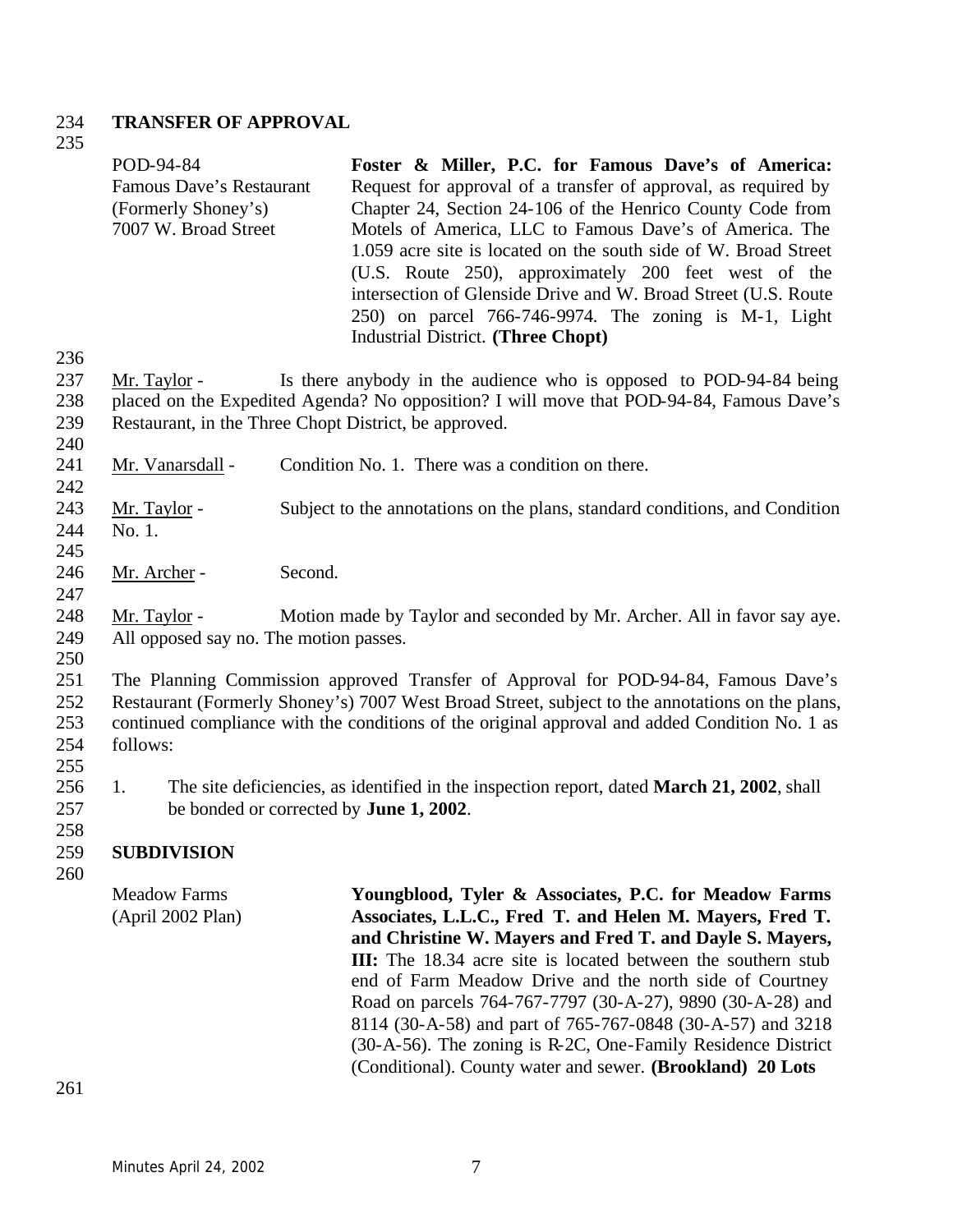**TRANSFER OF APPROVAL**

| | |
|---|---|
| POD-94-84<br>Famous Dave's Restaurant<br>(Formerly Shoney's)<br>7007 W. Broad Street | **Foster & Miller, P.C. for Famous Dave's of America:** Request for approval of a transfer of approval, as required by Chapter 24, Section 24-106 of the Henrico County Code from Motels of America, LLC to Famous Dave's of America. The 1.059 acre site is located on the south side of W. Broad Street (U.S. Route 250), approximately 200 feet west of the intersection of Glenside Drive and W. Broad Street (U.S. Route 250) on parcel 766-746-9974. The zoning is M-1, Light Industrial District. **(Three Chopt)** |

Mr. Taylor - Is there anybody in the audience who is opposed to POD-94-84 being placed on the Expedited Agenda? No opposition? I will move that POD-94-84, Famous Dave's Restaurant, in the Three Chopt District, be approved.

Mr. Vanarsdall - Condition No. 1. There was a condition on there.

Mr. Taylor - Subject to the annotations on the plans, standard conditions, and Condition No. 1.

Mr. Archer - Second.

Mr. Taylor - Motion made by Taylor and seconded by Mr. Archer. All in favor say aye. All opposed say no. The motion passes.

The Planning Commission approved Transfer of Approval for POD-94-84, Famous Dave's Restaurant (Formerly Shoney's) 7007 West Broad Street, subject to the annotations on the plans, continued compliance with the conditions of the original approval and added Condition No. 1 as follows:

1. The site deficiencies, as identified in the inspection report, dated **March 21, 2002**, shall be bonded or corrected by **June 1, 2002**.

**SUBDIVISION**

| | |
|---|---|
| Meadow Farms<br>(April 2002 Plan) | **Youngblood, Tyler & Associates, P.C. for Meadow Farms Associates, L.L.C., Fred T. and Helen M. Mayers, Fred T. and Christine W. Mayers and Fred T. and Dayle S. Mayers, III:** The 18.34 acre site is located between the southern stub end of Farm Meadow Drive and the north side of Courtney Road on parcels 764-767-7797 (30-A-27), 9890 (30-A-28) and 8114 (30-A-58) and part of 765-767-0848 (30-A-57) and 3218 (30-A-56). The zoning is R-2C, One-Family Residence District (Conditional). County water and sewer. **(Brookland) 20 Lots** |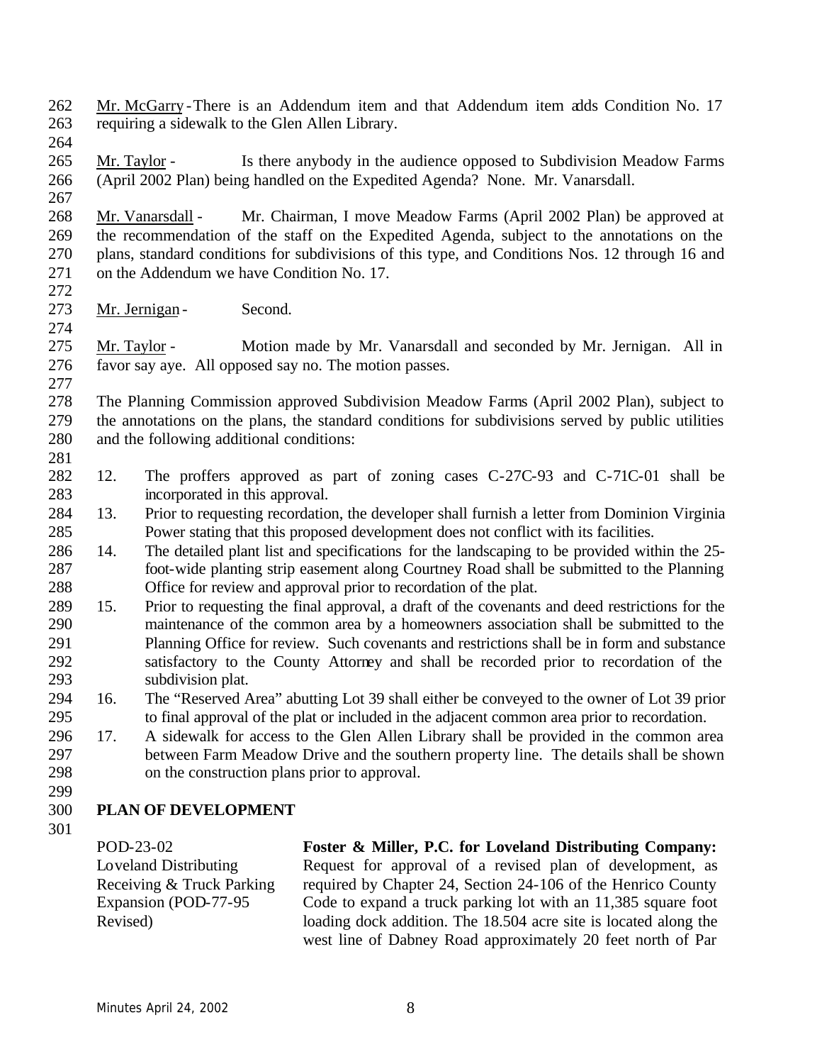Mr. McGarry - There is an Addendum item and that Addendum item adds Condition No. 17 requiring a sidewalk to the Glen Allen Library.

Mr. Taylor - Is there anybody in the audience opposed to Subdivision Meadow Farms (April 2002 Plan) being handled on the Expedited Agenda? None. Mr. Vanarsdall.

Mr. Vanarsdall - Mr. Chairman, I move Meadow Farms (April 2002 Plan) be approved at the recommendation of the staff on the Expedited Agenda, subject to the annotations on the plans, standard conditions for subdivisions of this type, and Conditions Nos. 12 through 16 and on the Addendum we have Condition No. 17.

Mr. Jernigan - Second.

Mr. Taylor - Motion made by Mr. Vanarsdall and seconded by Mr. Jernigan. All in favor say aye. All opposed say no. The motion passes.

The Planning Commission approved Subdivision Meadow Farms (April 2002 Plan), subject to the annotations on the plans, the standard conditions for subdivisions served by public utilities and the following additional conditions:

12. The proffers approved as part of zoning cases C-27C-93 and C-71C-01 shall be incorporated in this approval.
13. Prior to requesting recordation, the developer shall furnish a letter from Dominion Virginia Power stating that this proposed development does not conflict with its facilities.
14. The detailed plant list and specifications for the landscaping to be provided within the 25-foot-wide planting strip easement along Courtney Road shall be submitted to the Planning Office for review and approval prior to recordation of the plat.
15. Prior to requesting the final approval, a draft of the covenants and deed restrictions for the maintenance of the common area by a homeowners association shall be submitted to the Planning Office for review. Such covenants and restrictions shall be in form and substance satisfactory to the County Attorney and shall be recorded prior to recordation of the subdivision plat.
16. The "Reserved Area" abutting Lot 39 shall either be conveyed to the owner of Lot 39 prior to final approval of the plat or included in the adjacent common area prior to recordation.
17. A sidewalk for access to the Glen Allen Library shall be provided in the common area between Farm Meadow Drive and the southern property line. The details shall be shown on the construction plans prior to approval.

## PLAN OF DEVELOPMENT

POD-23-02
Loveland Distributing
Receiving & Truck Parking
Expansion (POD-77-95
Revised)

**Foster & Miller, P.C. for Loveland Distributing Company:** Request for approval of a revised plan of development, as required by Chapter 24, Section 24-106 of the Henrico County Code to expand a truck parking lot with an 11,385 square foot loading dock addition. The 18.504 acre site is located along the west line of Dabney Road approximately 20 feet north of Par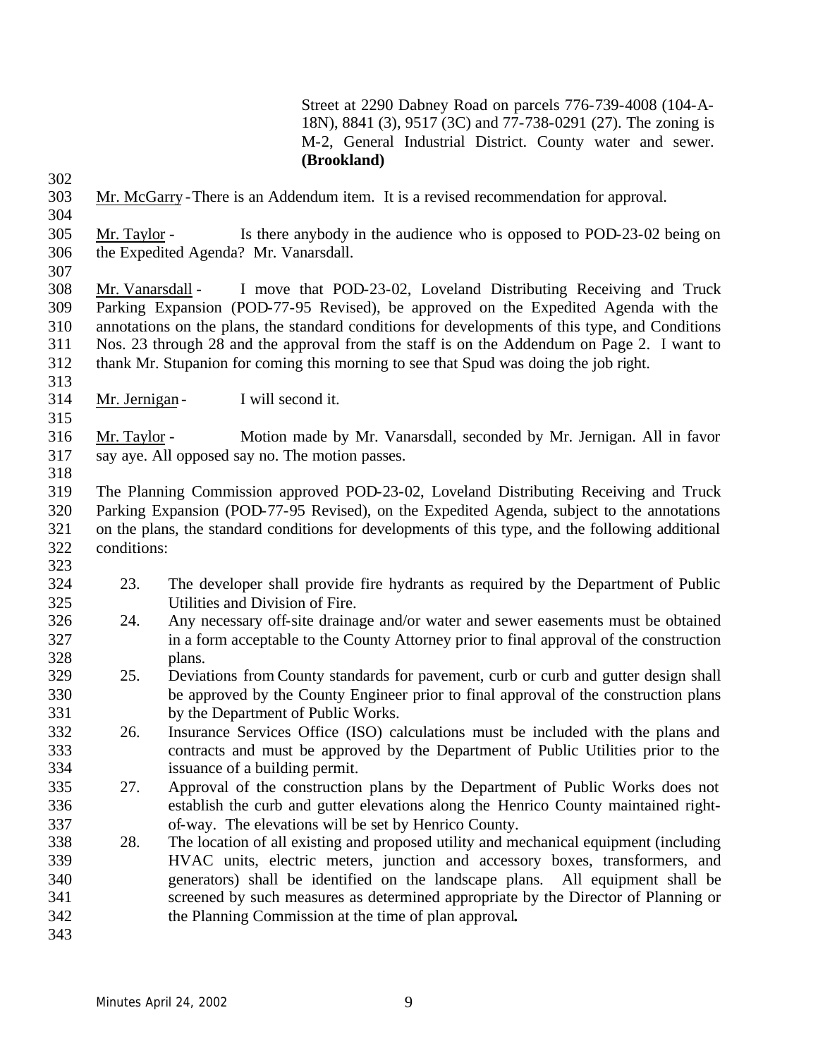Street at 2290 Dabney Road on parcels 776-739-4008 (104-A-18N), 8841 (3), 9517 (3C) and 77-738-0291 (27). The zoning is M-2, General Industrial District. County water and sewer. **(Brookland)**

Mr. McGarry - There is an Addendum item. It is a revised recommendation for approval.

Mr. Taylor - Is there anybody in the audience who is opposed to POD-23-02 being on the Expedited Agenda? Mr. Vanarsdall.

Mr. Vanarsdall - I move that POD-23-02, Loveland Distributing Receiving and Truck Parking Expansion (POD-77-95 Revised), be approved on the Expedited Agenda with the annotations on the plans, the standard conditions for developments of this type, and Conditions Nos. 23 through 28 and the approval from the staff is on the Addendum on Page 2. I want to thank Mr. Stupanion for coming this morning to see that Spud was doing the job right.

Mr. Jernigan - I will second it.

Mr. Taylor - Motion made by Mr. Vanarsdall, seconded by Mr. Jernigan. All in favor say aye. All opposed say no. The motion passes.

The Planning Commission approved POD-23-02, Loveland Distributing Receiving and Truck Parking Expansion (POD-77-95 Revised), on the Expedited Agenda, subject to the annotations on the plans, the standard conditions for developments of this type, and the following additional conditions:

23. The developer shall provide fire hydrants as required by the Department of Public Utilities and Division of Fire.
24. Any necessary off-site drainage and/or water and sewer easements must be obtained in a form acceptable to the County Attorney prior to final approval of the construction plans.
25. Deviations from County standards for pavement, curb or curb and gutter design shall be approved by the County Engineer prior to final approval of the construction plans by the Department of Public Works.
26. Insurance Services Office (ISO) calculations must be included with the plans and contracts and must be approved by the Department of Public Utilities prior to the issuance of a building permit.
27. Approval of the construction plans by the Department of Public Works does not establish the curb and gutter elevations along the Henrico County maintained right-of-way. The elevations will be set by Henrico County.
28. The location of all existing and proposed utility and mechanical equipment (including HVAC units, electric meters, junction and accessory boxes, transformers, and generators) shall be identified on the landscape plans. All equipment shall be screened by such measures as determined appropriate by the Director of Planning or the Planning Commission at the time of plan approval**.**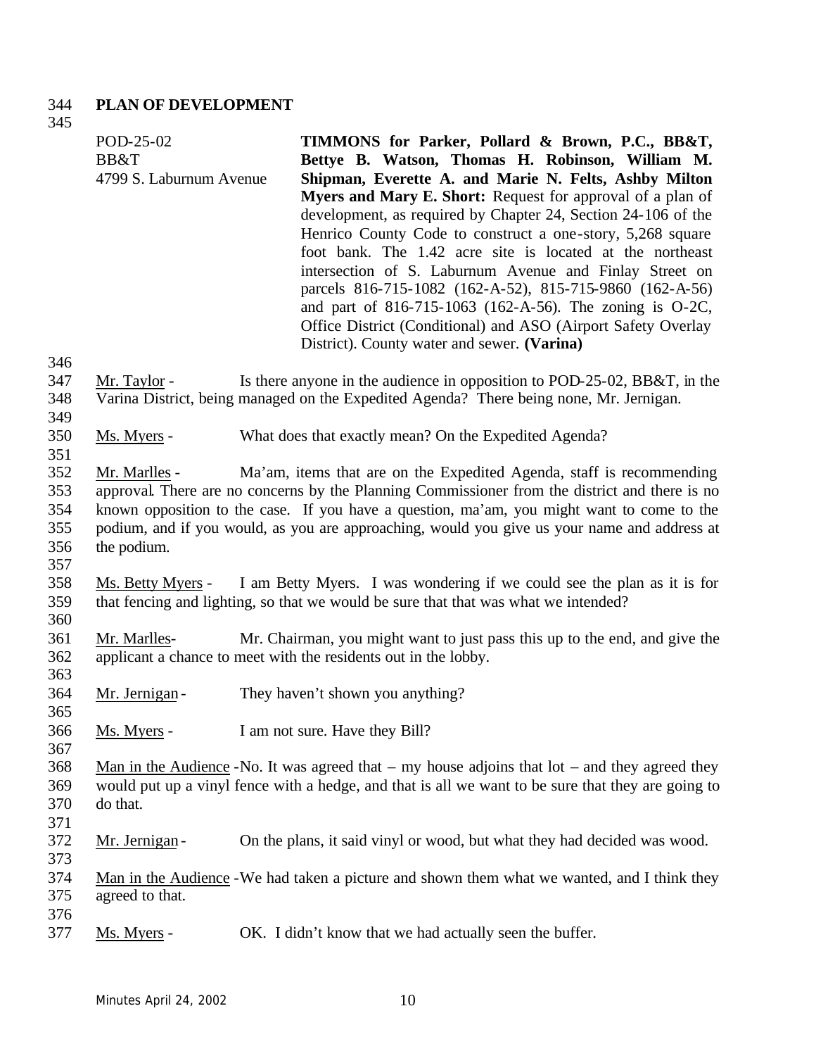**PLAN OF DEVELOPMENT**

POD-25-02
BB&T
4799 S. Laburnum Avenue

**TIMMONS for Parker, Pollard & Brown, P.C., BB&T, Bettye B. Watson, Thomas H. Robinson, William M. Shipman, Everette A. and Marie N. Felts, Ashby Milton Myers and Mary E. Short:** Request for approval of a plan of development, as required by Chapter 24, Section 24-106 of the Henrico County Code to construct a one-story, 5,268 square foot bank. The 1.42 acre site is located at the northeast intersection of S. Laburnum Avenue and Finlay Street on parcels 816-715-1082 (162-A-52), 815-715-9860 (162-A-56) and part of 816-715-1063 (162-A-56). The zoning is O-2C, Office District (Conditional) and ASO (Airport Safety Overlay District). County water and sewer. **(Varina)**

Mr. Taylor - Is there anyone in the audience in opposition to POD-25-02, BB&T, in the Varina District, being managed on the Expedited Agenda? There being none, Mr. Jernigan.

Ms. Myers - What does that exactly mean? On the Expedited Agenda?

Mr. Marlles - Ma'am, items that are on the Expedited Agenda, staff is recommending approval. There are no concerns by the Planning Commissioner from the district and there is no known opposition to the case. If you have a question, ma'am, you might want to come to the podium, and if you would, as you are approaching, would you give us your name and address at the podium.

Ms. Betty Myers - I am Betty Myers. I was wondering if we could see the plan as it is for that fencing and lighting, so that we would be sure that that was what we intended?

Mr. Marlles- Mr. Chairman, you might want to just pass this up to the end, and give the applicant a chance to meet with the residents out in the lobby.

Mr. Jernigan - They haven't shown you anything?

Ms. Myers - I am not sure. Have they Bill?

Man in the Audience -No. It was agreed that – my house adjoins that lot – and they agreed they would put up a vinyl fence with a hedge, and that is all we want to be sure that they are going to do that.

Mr. Jernigan - On the plans, it said vinyl or wood, but what they had decided was wood.

Man in the Audience -We had taken a picture and shown them what we wanted, and I think they agreed to that.

Ms. Myers - OK. I didn't know that we had actually seen the buffer.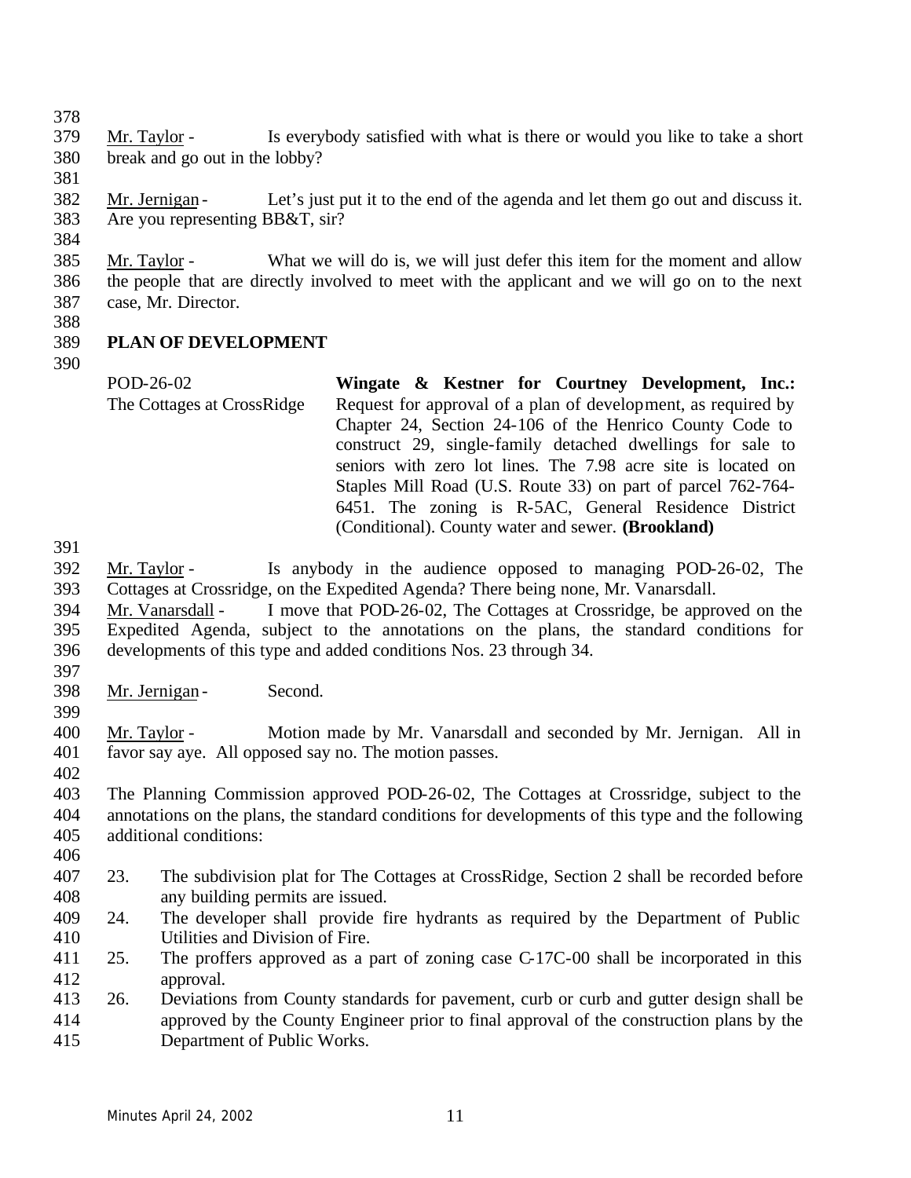Mr. Taylor - Is everybody satisfied with what is there or would you like to take a short break and go out in the lobby?

Mr. Jernigan - Let's just put it to the end of the agenda and let them go out and discuss it. Are you representing BB&T, sir?

Mr. Taylor - What we will do is, we will just defer this item for the moment and allow the people that are directly involved to meet with the applicant and we will go on to the next case, Mr. Director.

## PLAN OF DEVELOPMENT

POD-26-02
The Cottages at CrossRidge

**Wingate & Kestner for Courtney Development, Inc.:** Request for approval of a plan of development, as required by Chapter 24, Section 24-106 of the Henrico County Code to construct 29, single-family detached dwellings for sale to seniors with zero lot lines. The 7.98 acre site is located on Staples Mill Road (U.S. Route 33) on part of parcel 762-764-6451. The zoning is R-5AC, General Residence District (Conditional). County water and sewer. **(Brookland)**

Mr. Taylor - Is anybody in the audience opposed to managing POD-26-02, The Cottages at Crossridge, on the Expedited Agenda? There being none, Mr. Vanarsdall.

Mr. Vanarsdall - I move that POD-26-02, The Cottages at Crossridge, be approved on the Expedited Agenda, subject to the annotations on the plans, the standard conditions for developments of this type and added conditions Nos. 23 through 34.

Mr. Jernigan - Second.

Mr. Taylor - Motion made by Mr. Vanarsdall and seconded by Mr. Jernigan. All in favor say aye. All opposed say no. The motion passes.

The Planning Commission approved POD-26-02, The Cottages at Crossridge, subject to the annotations on the plans, the standard conditions for developments of this type and the following additional conditions:

23. The subdivision plat for The Cottages at CrossRidge, Section 2 shall be recorded before any building permits are issued.
24. The developer shall provide fire hydrants as required by the Department of Public Utilities and Division of Fire.
25. The proffers approved as a part of zoning case C-17C-00 shall be incorporated in this approval.
26. Deviations from County standards for pavement, curb or curb and gutter design shall be approved by the County Engineer prior to final approval of the construction plans by the Department of Public Works.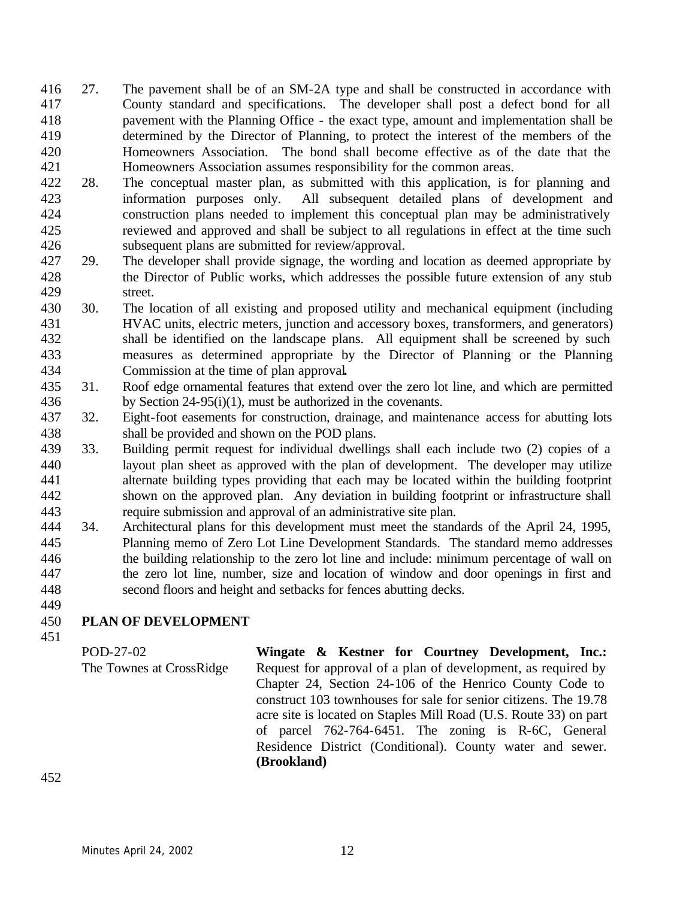27. The pavement shall be of an SM-2A type and shall be constructed in accordance with County standard and specifications. The developer shall post a defect bond for all pavement with the Planning Office - the exact type, amount and implementation shall be determined by the Director of Planning, to protect the interest of the members of the Homeowners Association. The bond shall become effective as of the date that the Homeowners Association assumes responsibility for the common areas.
28. The conceptual master plan, as submitted with this application, is for planning and information purposes only. All subsequent detailed plans of development and construction plans needed to implement this conceptual plan may be administratively reviewed and approved and shall be subject to all regulations in effect at the time such subsequent plans are submitted for review/approval.
29. The developer shall provide signage, the wording and location as deemed appropriate by the Director of Public works, which addresses the possible future extension of any stub street.
30. The location of all existing and proposed utility and mechanical equipment (including HVAC units, electric meters, junction and accessory boxes, transformers, and generators) shall be identified on the landscape plans. All equipment shall be screened by such measures as determined appropriate by the Director of Planning or the Planning Commission at the time of plan approval**.**
31. Roof edge ornamental features that extend over the zero lot line, and which are permitted by Section 24-95(i)(1), must be authorized in the covenants.
32. Eight-foot easements for construction, drainage, and maintenance access for abutting lots shall be provided and shown on the POD plans.
33. Building permit request for individual dwellings shall each include two (2) copies of a layout plan sheet as approved with the plan of development. The developer may utilize alternate building types providing that each may be located within the building footprint shown on the approved plan. Any deviation in building footprint or infrastructure shall require submission and approval of an administrative site plan.
34. Architectural plans for this development must meet the standards of the April 24, 1995, Planning memo of Zero Lot Line Development Standards. The standard memo addresses the building relationship to the zero lot line and include: minimum percentage of wall on the zero lot line, number, size and location of window and door openings in first and second floors and height and setbacks for fences abutting decks.

## PLAN OF DEVELOPMENT

POD-27-02
The Townes at CrossRidge

**Wingate & Kestner for Courtney Development, Inc.:** Request for approval of a plan of development, as required by Chapter 24, Section 24-106 of the Henrico County Code to construct 103 townhouses for sale for senior citizens. The 19.78 acre site is located on Staples Mill Road (U.S. Route 33) on part of parcel 762-764-6451. The zoning is R-6C, General Residence District (Conditional). County water and sewer. **(Brookland)**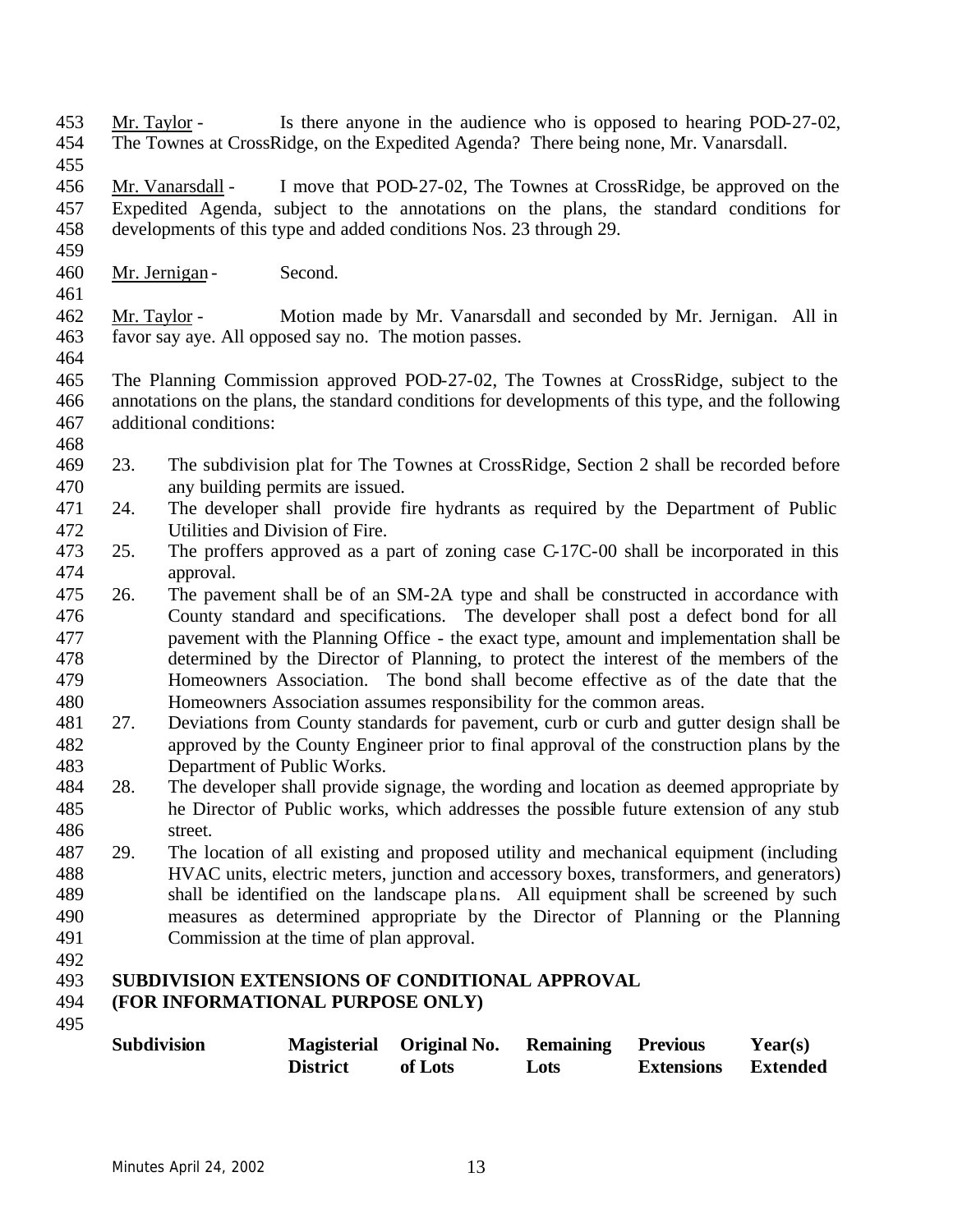Mr. Taylor - Is there anyone in the audience who is opposed to hearing POD-27-02, The Townes at CrossRidge, on the Expedited Agenda? There being none, Mr. Vanarsdall.

Mr. Vanarsdall - I move that POD-27-02, The Townes at CrossRidge, be approved on the Expedited Agenda, subject to the annotations on the plans, the standard conditions for developments of this type and added conditions Nos. 23 through 29.

Mr. Jernigan - Second.

Mr. Taylor - Motion made by Mr. Vanarsdall and seconded by Mr. Jernigan. All in favor say aye. All opposed say no. The motion passes.

The Planning Commission approved POD-27-02, The Townes at CrossRidge, subject to the annotations on the plans, the standard conditions for developments of this type, and the following additional conditions:

23. The subdivision plat for The Townes at CrossRidge, Section 2 shall be recorded before any building permits are issued.
24. The developer shall provide fire hydrants as required by the Department of Public Utilities and Division of Fire.
25. The proffers approved as a part of zoning case C-17C-00 shall be incorporated in this approval.
26. The pavement shall be of an SM-2A type and shall be constructed in accordance with County standard and specifications. The developer shall post a defect bond for all pavement with the Planning Office - the exact type, amount and implementation shall be determined by the Director of Planning, to protect the interest of the members of the Homeowners Association. The bond shall become effective as of the date that the Homeowners Association assumes responsibility for the common areas.
27. Deviations from County standards for pavement, curb or curb and gutter design shall be approved by the County Engineer prior to final approval of the construction plans by the Department of Public Works.
28. The developer shall provide signage, the wording and location as deemed appropriate by he Director of Public works, which addresses the possible future extension of any stub street.
29. The location of all existing and proposed utility and mechanical equipment (including HVAC units, electric meters, junction and accessory boxes, transformers, and generators) shall be identified on the landscape plans. All equipment shall be screened by such measures as determined appropriate by the Director of Planning or the Planning Commission at the time of plan approval.

**SUBDIVISION EXTENSIONS OF CONDITIONAL APPROVAL**
**(FOR INFORMATIONAL PURPOSE ONLY)**

| Subdivision | Magisterial District | Original No. of Lots | Remaining Lots | Previous Extensions | Year(s) Extended |
|---|---|---|---|---|---|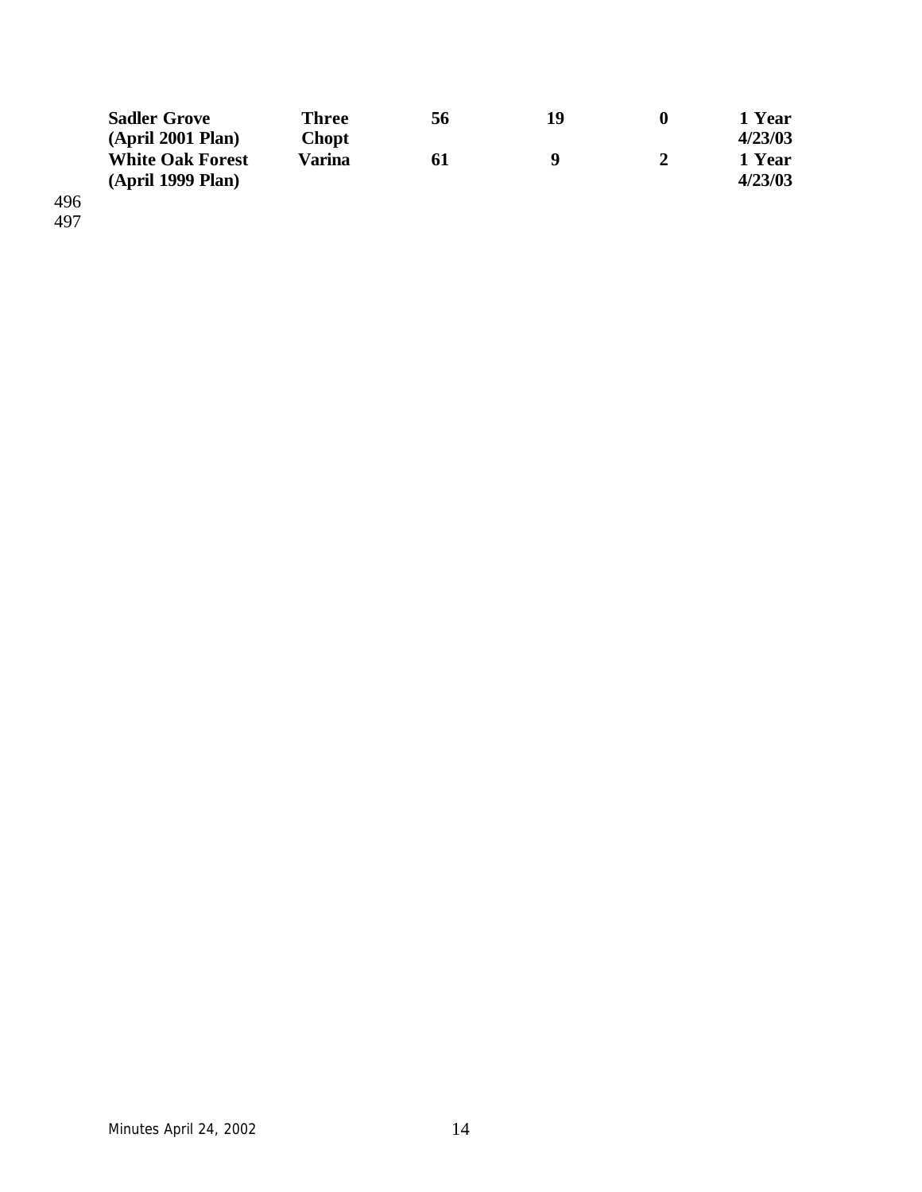| | | | | | |
|---|---|---|---|---|---|
| **Sadler Grove (April 2001 Plan)** | **Three Chopt** | **56** | **19** | **0** | **1 Year 4/23/03** |
| **White Oak Forest (April 1999 Plan)** | **Varina** | **61** | **9** | **2** | **1 Year 4/23/03** |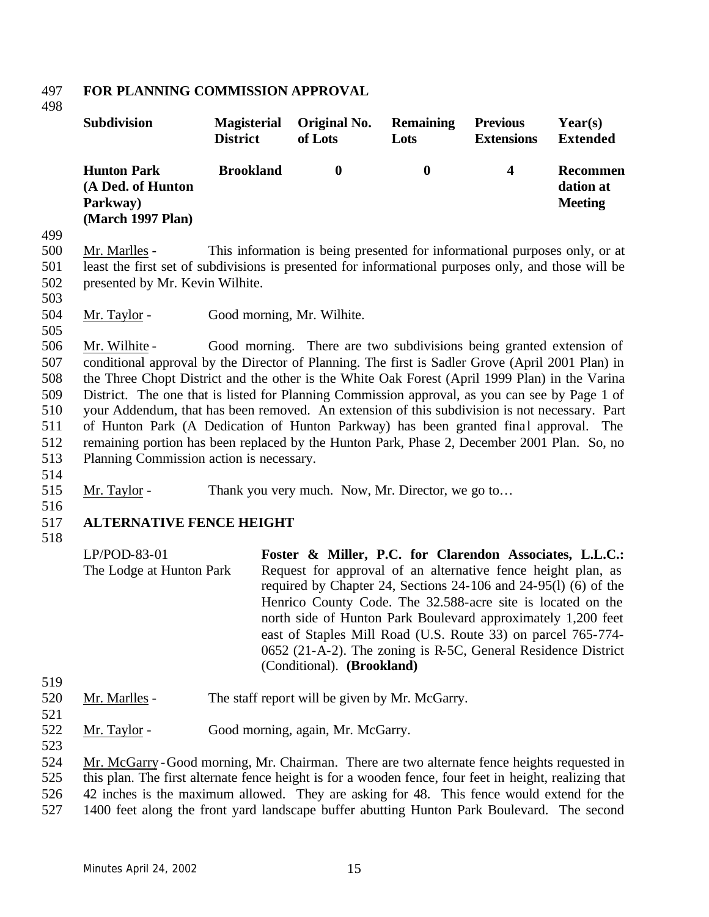**FOR PLANNING COMMISSION APPROVAL**

| Subdivision | Magisterial District | Original No. of Lots | Remaining Lots | Previous Extensions | Year(s) Extended |
|---|---|---|---|---|---|
| **Hunton Park (A Ded. of Hunton Parkway) (March 1997 Plan)** | **Brookland** | **0** | **0** | **4** | **Recommendation at Meeting** |

Mr. Marlles - This information is being presented for informational purposes only, or at least the first set of subdivisions is presented for informational purposes only, and those will be presented by Mr. Kevin Wilhite.

Mr. Taylor - Good morning, Mr. Wilhite.

Mr. Wilhite - Good morning. There are two subdivisions being granted extension of conditional approval by the Director of Planning. The first is Sadler Grove (April 2001 Plan) in the Three Chopt District and the other is the White Oak Forest (April 1999 Plan) in the Varina District. The one that is listed for Planning Commission approval, as you can see by Page 1 of your Addendum, that has been removed. An extension of this subdivision is not necessary. Part of Hunton Park (A Dedication of Hunton Parkway) has been granted final approval. The remaining portion has been replaced by the Hunton Park, Phase 2, December 2001 Plan. So, no Planning Commission action is necessary.

Mr. Taylor - Thank you very much. Now, Mr. Director, we go to…

**ALTERNATIVE FENCE HEIGHT**

LP/POD-83-01
The Lodge at Hunton Park

**Foster & Miller, P.C. for Clarendon Associates, L.L.C.:** Request for approval of an alternative fence height plan, as required by Chapter 24, Sections 24-106 and 24-95(l) (6) of the Henrico County Code. The 32.588-acre site is located on the north side of Hunton Park Boulevard approximately 1,200 feet east of Staples Mill Road (U.S. Route 33) on parcel 765-774-0652 (21-A-2). The zoning is R-5C, General Residence District (Conditional). **(Brookland)**

Mr. Marlles - The staff report will be given by Mr. McGarry.

Mr. Taylor - Good morning, again, Mr. McGarry.

Mr. McGarry - Good morning, Mr. Chairman. There are two alternate fence heights requested in this plan. The first alternate fence height is for a wooden fence, four feet in height, realizing that 42 inches is the maximum allowed. They are asking for 48. This fence would extend for the 1400 feet along the front yard landscape buffer abutting Hunton Park Boulevard. The second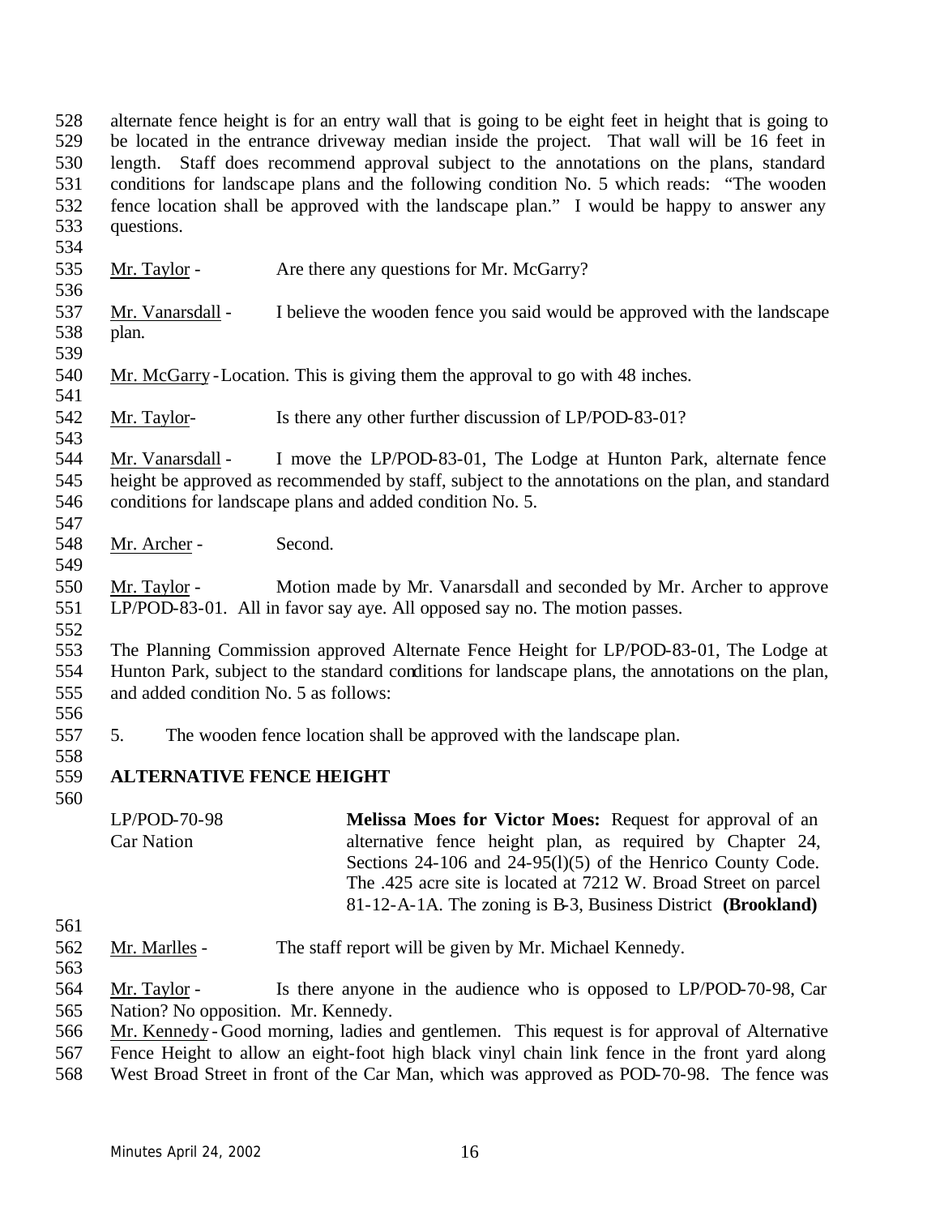alternate fence height is for an entry wall that is going to be eight feet in height that is going to be located in the entrance driveway median inside the project. That wall will be 16 feet in length. Staff does recommend approval subject to the annotations on the plans, standard conditions for landscape plans and the following condition No. 5 which reads: "The wooden fence location shall be approved with the landscape plan." I would be happy to answer any questions.

Mr. Taylor - Are there any questions for Mr. McGarry?

Mr. Vanarsdall - I believe the wooden fence you said would be approved with the landscape plan.

Mr. McGarry - Location. This is giving them the approval to go with 48 inches.

Mr. Taylor- Is there any other further discussion of LP/POD-83-01?

Mr. Vanarsdall - I move the LP/POD-83-01, The Lodge at Hunton Park, alternate fence height be approved as recommended by staff, subject to the annotations on the plan, and standard conditions for landscape plans and added condition No. 5.

Mr. Archer - Second.

Mr. Taylor - Motion made by Mr. Vanarsdall and seconded by Mr. Archer to approve LP/POD-83-01. All in favor say aye. All opposed say no. The motion passes.

The Planning Commission approved Alternate Fence Height for LP/POD-83-01, The Lodge at Hunton Park, subject to the standard conditions for landscape plans, the annotations on the plan, and added condition No. 5 as follows:

5. The wooden fence location shall be approved with the landscape plan.

**ALTERNATIVE FENCE HEIGHT**

LP/POD-70-98
Car Nation

**Melissa Moes for Victor Moes:** Request for approval of an alternative fence height plan, as required by Chapter 24, Sections 24-106 and 24-95(l)(5) of the Henrico County Code. The .425 acre site is located at 7212 W. Broad Street on parcel 81-12-A-1A. The zoning is B-3, Business District **(Brookland)**

Mr. Marlles - The staff report will be given by Mr. Michael Kennedy.

Mr. Taylor - Is there anyone in the audience who is opposed to LP/POD-70-98, Car Nation? No opposition. Mr. Kennedy.

Mr. Kennedy - Good morning, ladies and gentlemen. This request is for approval of Alternative Fence Height to allow an eight-foot high black vinyl chain link fence in the front yard along West Broad Street in front of the Car Man, which was approved as POD-70-98. The fence was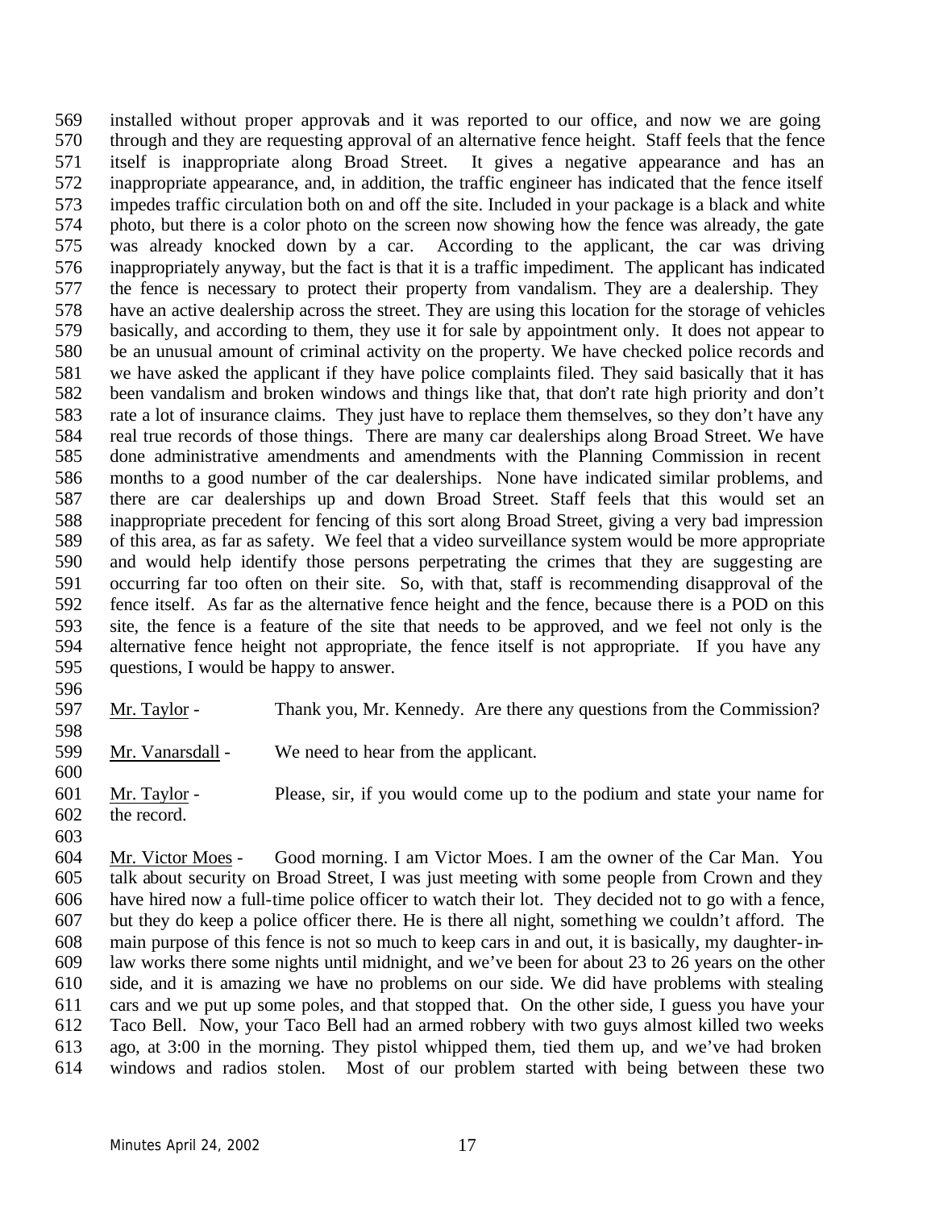installed without proper approvals and it was reported to our office, and now we are going through and they are requesting approval of an alternative fence height. Staff feels that the fence itself is inappropriate along Broad Street. It gives a negative appearance and has an inappropriate appearance, and, in addition, the traffic engineer has indicated that the fence itself impedes traffic circulation both on and off the site. Included in your package is a black and white photo, but there is a color photo on the screen now showing how the fence was already, the gate was already knocked down by a car. According to the applicant, the car was driving inappropriately anyway, but the fact is that it is a traffic impediment. The applicant has indicated the fence is necessary to protect their property from vandalism. They are a dealership. They have an active dealership across the street. They are using this location for the storage of vehicles basically, and according to them, they use it for sale by appointment only. It does not appear to be an unusual amount of criminal activity on the property. We have checked police records and we have asked the applicant if they have police complaints filed. They said basically that it has been vandalism and broken windows and things like that, that don't rate high priority and don't rate a lot of insurance claims. They just have to replace them themselves, so they don't have any real true records of those things. There are many car dealerships along Broad Street. We have done administrative amendments and amendments with the Planning Commission in recent months to a good number of the car dealerships. None have indicated similar problems, and there are car dealerships up and down Broad Street. Staff feels that this would set an inappropriate precedent for fencing of this sort along Broad Street, giving a very bad impression of this area, as far as safety. We feel that a video surveillance system would be more appropriate and would help identify those persons perpetrating the crimes that they are suggesting are occurring far too often on their site. So, with that, staff is recommending disapproval of the fence itself. As far as the alternative fence height and the fence, because there is a POD on this site, the fence is a feature of the site that needs to be approved, and we feel not only is the alternative fence height not appropriate, the fence itself is not appropriate. If you have any questions, I would be happy to answer.

Mr. Taylor - Thank you, Mr. Kennedy. Are there any questions from the Commission?

Mr. Vanarsdall - We need to hear from the applicant.

Mr. Taylor - Please, sir, if you would come up to the podium and state your name for the record.

Mr. Victor Moes - Good morning. I am Victor Moes. I am the owner of the Car Man. You talk about security on Broad Street, I was just meeting with some people from Crown and they have hired now a full-time police officer to watch their lot. They decided not to go with a fence, but they do keep a police officer there. He is there all night, something we couldn't afford. The main purpose of this fence is not so much to keep cars in and out, it is basically, my daughter-in-law works there some nights until midnight, and we've been for about 23 to 26 years on the other side, and it is amazing we have no problems on our side. We did have problems with stealing cars and we put up some poles, and that stopped that. On the other side, I guess you have your Taco Bell. Now, your Taco Bell had an armed robbery with two guys almost killed two weeks ago, at 3:00 in the morning. They pistol whipped them, tied them up, and we've had broken windows and radios stolen. Most of our problem started with being between these two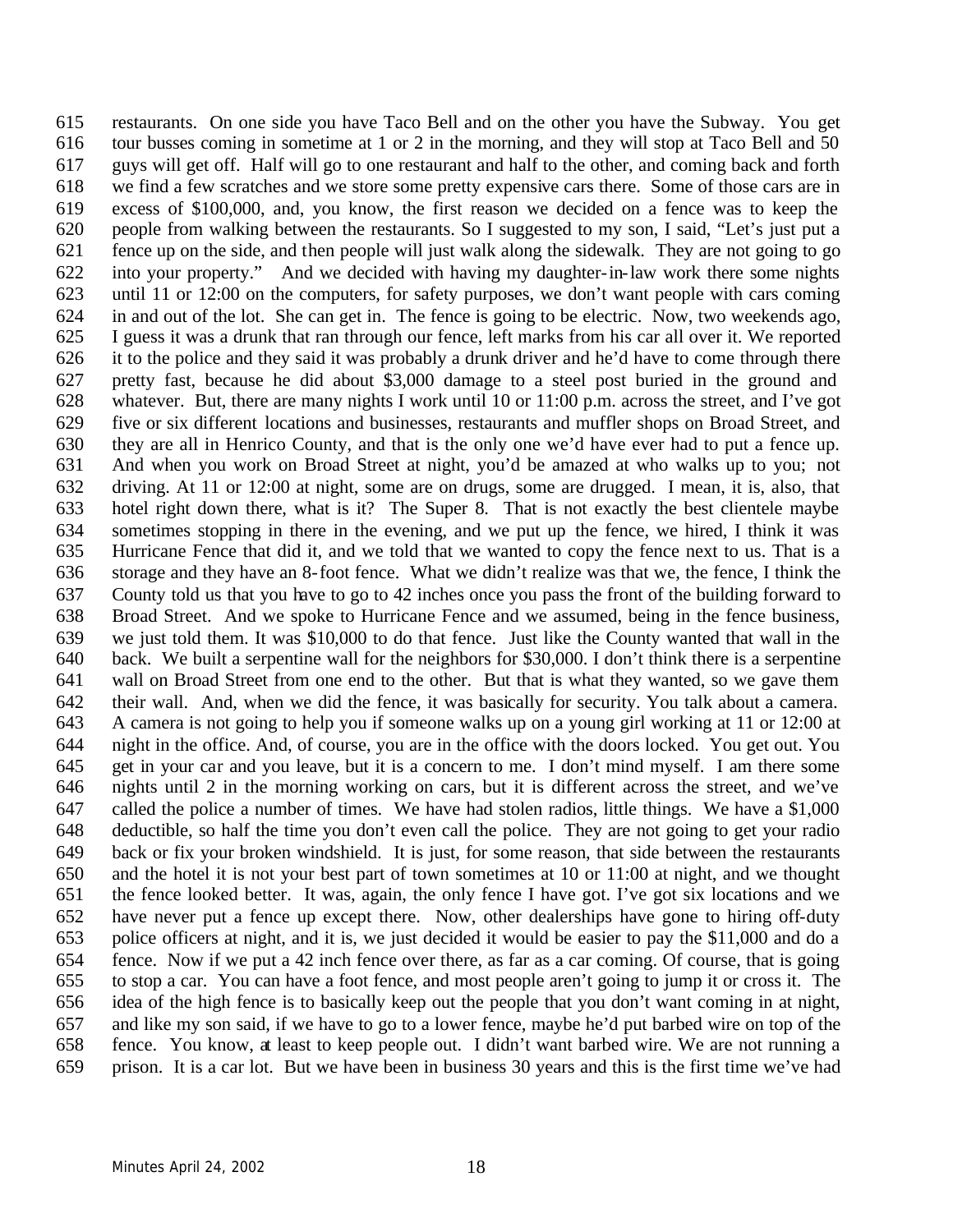restaurants. On one side you have Taco Bell and on the other you have the Subway. You get tour busses coming in sometime at 1 or 2 in the morning, and they will stop at Taco Bell and 50 guys will get off. Half will go to one restaurant and half to the other, and coming back and forth we find a few scratches and we store some pretty expensive cars there. Some of those cars are in excess of $100,000, and, you know, the first reason we decided on a fence was to keep the people from walking between the restaurants. So I suggested to my son, I said, "Let's just put a fence up on the side, and then people will just walk along the sidewalk. They are not going to go into your property." And we decided with having my daughter-in-law work there some nights until 11 or 12:00 on the computers, for safety purposes, we don't want people with cars coming in and out of the lot. She can get in. The fence is going to be electric. Now, two weekends ago, I guess it was a drunk that ran through our fence, left marks from his car all over it. We reported it to the police and they said it was probably a drunk driver and he'd have to come through there pretty fast, because he did about $3,000 damage to a steel post buried in the ground and whatever. But, there are many nights I work until 10 or 11:00 p.m. across the street, and I've got five or six different locations and businesses, restaurants and muffler shops on Broad Street, and they are all in Henrico County, and that is the only one we'd have ever had to put a fence up. And when you work on Broad Street at night, you'd be amazed at who walks up to you; not driving. At 11 or 12:00 at night, some are on drugs, some are drugged. I mean, it is, also, that hotel right down there, what is it? The Super 8. That is not exactly the best clientele maybe sometimes stopping in there in the evening, and we put up the fence, we hired, I think it was Hurricane Fence that did it, and we told that we wanted to copy the fence next to us. That is a storage and they have an 8-foot fence. What we didn't realize was that we, the fence, I think the County told us that you have to go to 42 inches once you pass the front of the building forward to Broad Street. And we spoke to Hurricane Fence and we assumed, being in the fence business, we just told them. It was $10,000 to do that fence. Just like the County wanted that wall in the back. We built a serpentine wall for the neighbors for $30,000. I don't think there is a serpentine wall on Broad Street from one end to the other. But that is what they wanted, so we gave them their wall. And, when we did the fence, it was basically for security. You talk about a camera. A camera is not going to help you if someone walks up on a young girl working at 11 or 12:00 at night in the office. And, of course, you are in the office with the doors locked. You get out. You get in your car and you leave, but it is a concern to me. I don't mind myself. I am there some nights until 2 in the morning working on cars, but it is different across the street, and we've called the police a number of times. We have had stolen radios, little things. We have a $1,000 deductible, so half the time you don't even call the police. They are not going to get your radio back or fix your broken windshield. It is just, for some reason, that side between the restaurants and the hotel it is not your best part of town sometimes at 10 or 11:00 at night, and we thought the fence looked better. It was, again, the only fence I have got. I've got six locations and we have never put a fence up except there. Now, other dealerships have gone to hiring off-duty police officers at night, and it is, we just decided it would be easier to pay the $11,000 and do a fence. Now if we put a 42 inch fence over there, as far as a car coming. Of course, that is going to stop a car. You can have a foot fence, and most people aren't going to jump it or cross it. The idea of the high fence is to basically keep out the people that you don't want coming in at night, and like my son said, if we have to go to a lower fence, maybe he'd put barbed wire on top of the fence. You know, at least to keep people out. I didn't want barbed wire. We are not running a prison. It is a car lot. But we have been in business 30 years and this is the first time we've had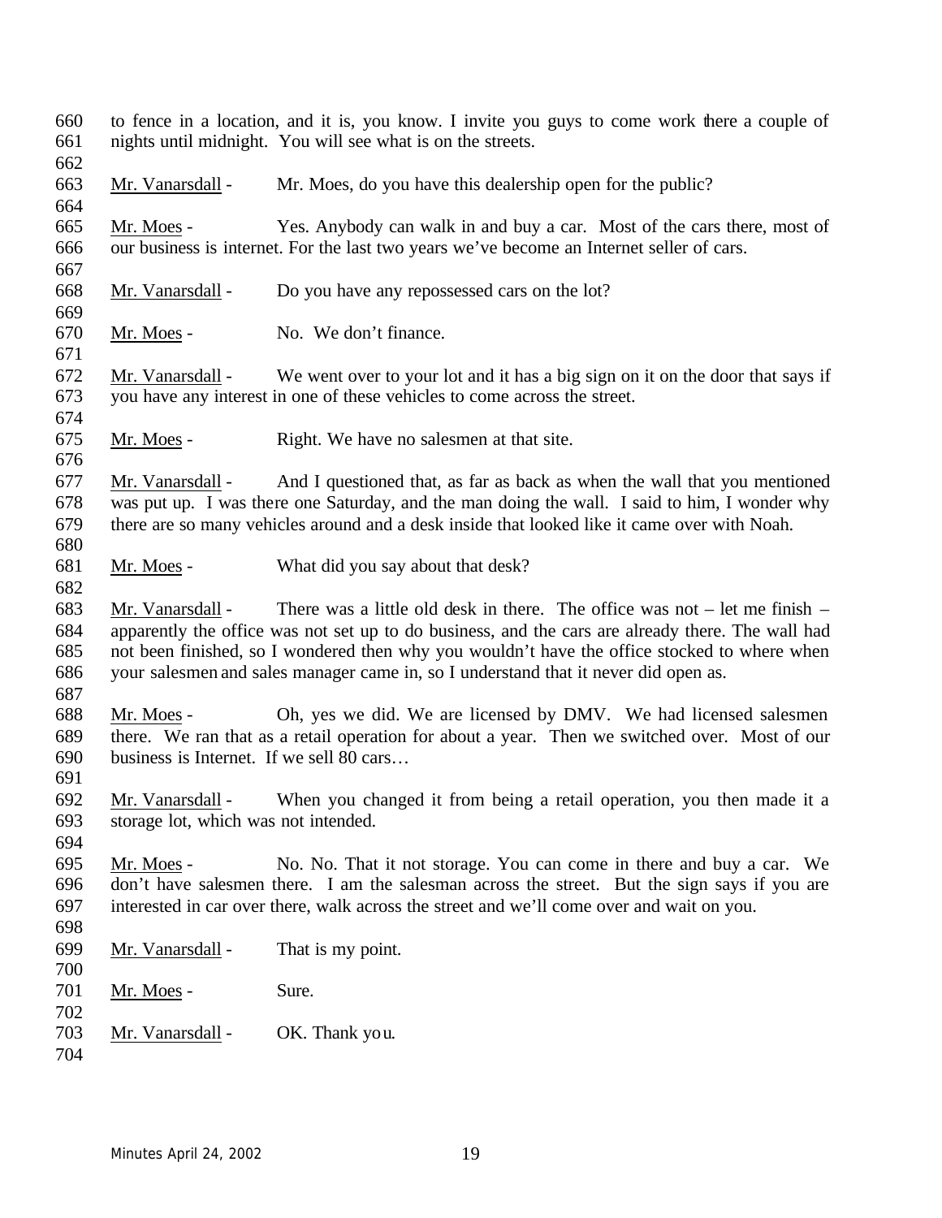to fence in a location, and it is, you know. I invite you guys to come work there a couple of nights until midnight. You will see what is on the streets.

Mr. Vanarsdall - Mr. Moes, do you have this dealership open for the public?

Mr. Moes - Yes. Anybody can walk in and buy a car. Most of the cars there, most of our business is internet. For the last two years we've become an Internet seller of cars.

Mr. Vanarsdall - Do you have any repossessed cars on the lot?

Mr. Moes - No. We don't finance.

Mr. Vanarsdall - We went over to your lot and it has a big sign on it on the door that says if you have any interest in one of these vehicles to come across the street.

Mr. Moes - Right. We have no salesmen at that site.

Mr. Vanarsdall - And I questioned that, as far as back as when the wall that you mentioned was put up. I was there one Saturday, and the man doing the wall. I said to him, I wonder why there are so many vehicles around and a desk inside that looked like it came over with Noah.

Mr. Moes - What did you say about that desk?

Mr. Vanarsdall - There was a little old desk in there. The office was not – let me finish – apparently the office was not set up to do business, and the cars are already there. The wall had not been finished, so I wondered then why you wouldn't have the office stocked to where when your salesmen and sales manager came in, so I understand that it never did open as.

Mr. Moes - Oh, yes we did. We are licensed by DMV. We had licensed salesmen there. We ran that as a retail operation for about a year. Then we switched over. Most of our business is Internet. If we sell 80 cars…

Mr. Vanarsdall - When you changed it from being a retail operation, you then made it a storage lot, which was not intended.

Mr. Moes - No. No. That it not storage. You can come in there and buy a car. We don't have salesmen there. I am the salesman across the street. But the sign says if you are interested in car over there, walk across the street and we'll come over and wait on you.

Mr. Vanarsdall - That is my point.

Mr. Moes - Sure.

Mr. Vanarsdall - OK. Thank you.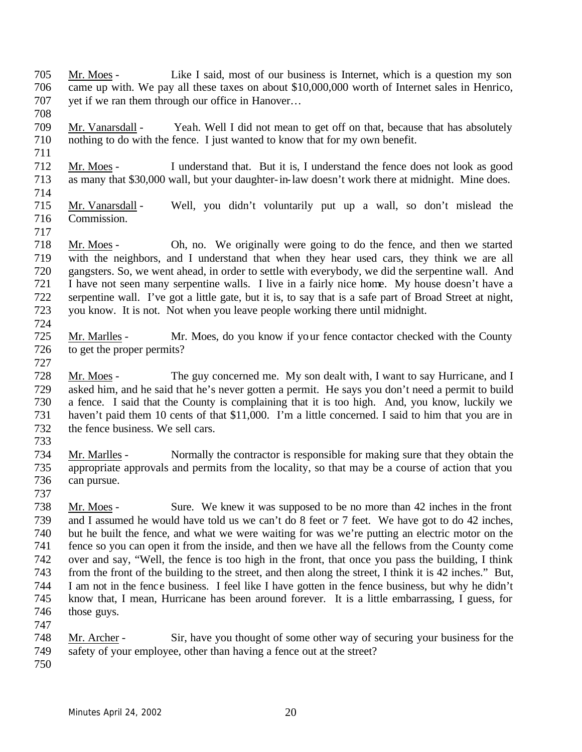Mr. Moes - Like I said, most of our business is Internet, which is a question my son came up with. We pay all these taxes on about $10,000,000 worth of Internet sales in Henrico, yet if we ran them through our office in Hanover…

Mr. Vanarsdall - Yeah. Well I did not mean to get off on that, because that has absolutely nothing to do with the fence. I just wanted to know that for my own benefit.

Mr. Moes - I understand that. But it is, I understand the fence does not look as good as many that $30,000 wall, but your daughter-in-law doesn't work there at midnight. Mine does.

Mr. Vanarsdall - Well, you didn't voluntarily put up a wall, so don't mislead the Commission.

Mr. Moes - Oh, no. We originally were going to do the fence, and then we started with the neighbors, and I understand that when they hear used cars, they think we are all gangsters. So, we went ahead, in order to settle with everybody, we did the serpentine wall. And I have not seen many serpentine walls. I live in a fairly nice home. My house doesn't have a serpentine wall. I've got a little gate, but it is, to say that is a safe part of Broad Street at night, you know. It is not. Not when you leave people working there until midnight.

Mr. Marlles - Mr. Moes, do you know if your fence contactor checked with the County to get the proper permits?

Mr. Moes - The guy concerned me. My son dealt with, I want to say Hurricane, and I asked him, and he said that he's never gotten a permit. He says you don't need a permit to build a fence. I said that the County is complaining that it is too high. And, you know, luckily we haven't paid them 10 cents of that $11,000. I'm a little concerned. I said to him that you are in the fence business. We sell cars.

Mr. Marlles - Normally the contractor is responsible for making sure that they obtain the appropriate approvals and permits from the locality, so that may be a course of action that you can pursue.

Mr. Moes - Sure. We knew it was supposed to be no more than 42 inches in the front and I assumed he would have told us we can't do 8 feet or 7 feet. We have got to do 42 inches, but he built the fence, and what we were waiting for was we're putting an electric motor on the fence so you can open it from the inside, and then we have all the fellows from the County come over and say, "Well, the fence is too high in the front, that once you pass the building, I think from the front of the building to the street, and then along the street, I think it is 42 inches." But, I am not in the fence business. I feel like I have gotten in the fence business, but why he didn't know that, I mean, Hurricane has been around forever. It is a little embarrassing, I guess, for those guys.

Mr. Archer - Sir, have you thought of some other way of securing your business for the safety of your employee, other than having a fence out at the street?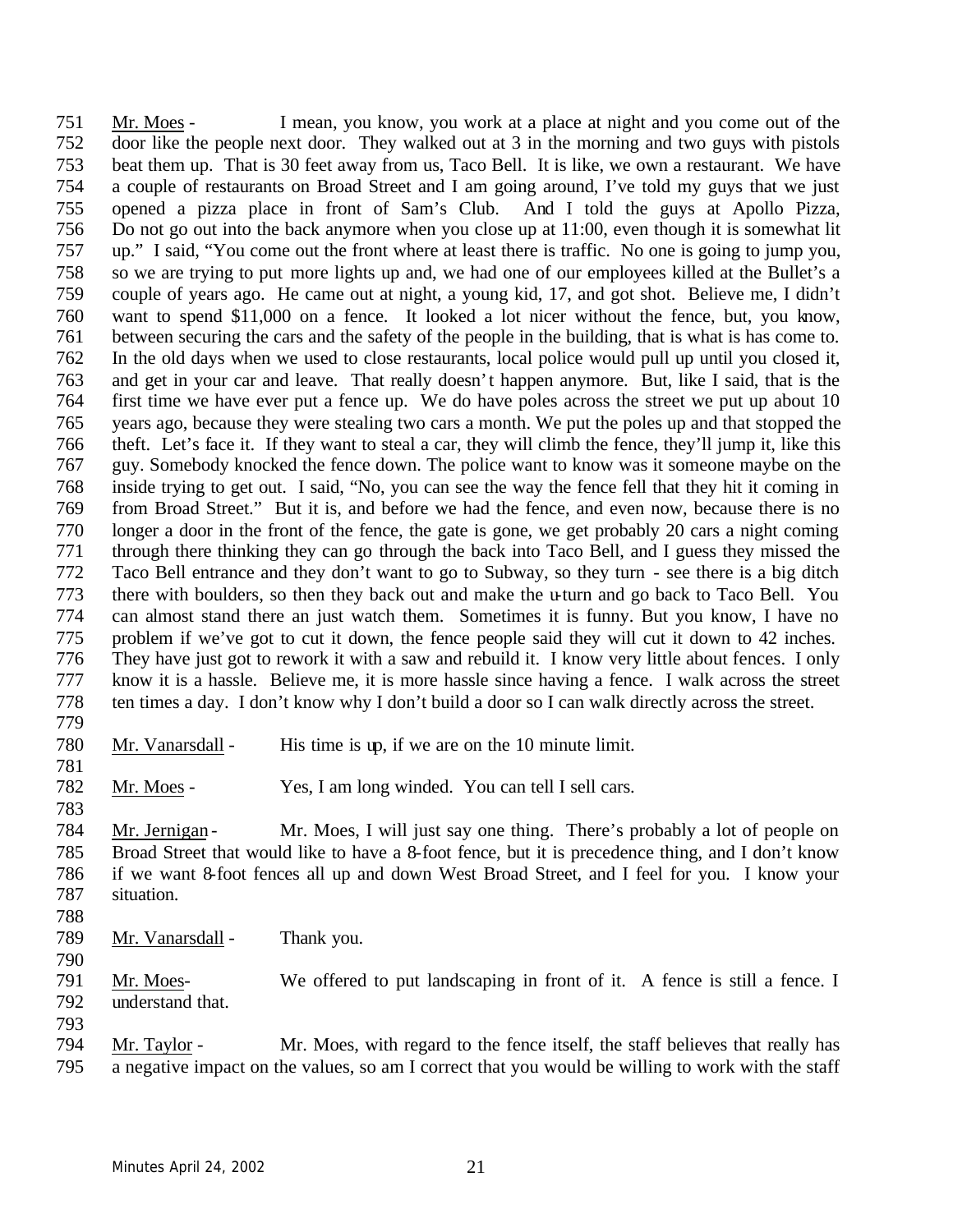751 Mr. Moes - I mean, you know, you work at a place at night and you come out of the door like the people next door. They walked out at 3 in the morning and two guys with pistols beat them up. That is 30 feet away from us, Taco Bell. It is like, we own a restaurant. We have a couple of restaurants on Broad Street and I am going around, I've told my guys that we just opened a pizza place in front of Sam's Club. And I told the guys at Apollo Pizza, Do not go out into the back anymore when you close up at 11:00, even though it is somewhat lit up." I said, "You come out the front where at least there is traffic. No one is going to jump you, so we are trying to put more lights up and, we had one of our employees killed at the Bullet's a couple of years ago. He came out at night, a young kid, 17, and got shot. Believe me, I didn't want to spend $11,000 on a fence. It looked a lot nicer without the fence, but, you know, between securing the cars and the safety of the people in the building, that is what is has come to. In the old days when we used to close restaurants, local police would pull up until you closed it, and get in your car and leave. That really doesn't happen anymore. But, like I said, that is the first time we have ever put a fence up. We do have poles across the street we put up about 10 years ago, because they were stealing two cars a month. We put the poles up and that stopped the theft. Let's face it. If they want to steal a car, they will climb the fence, they'll jump it, like this guy. Somebody knocked the fence down. The police want to know was it someone maybe on the inside trying to get out. I said, "No, you can see the way the fence fell that they hit it coming in from Broad Street." But it is, and before we had the fence, and even now, because there is no longer a door in the front of the fence, the gate is gone, we get probably 20 cars a night coming through there thinking they can go through the back into Taco Bell, and I guess they missed the Taco Bell entrance and they don't want to go to Subway, so they turn - see there is a big ditch there with boulders, so then they back out and make the u-turn and go back to Taco Bell. You can almost stand there an just watch them. Sometimes it is funny. But you know, I have no problem if we've got to cut it down, the fence people said they will cut it down to 42 inches. They have just got to rework it with a saw and rebuild it. I know very little about fences. I only know it is a hassle. Believe me, it is more hassle since having a fence. I walk across the street ten times a day. I don't know why I don't build a door so I can walk directly across the street.

780 Mr. Vanarsdall - His time is up, if we are on the 10 minute limit.

782 Mr. Moes - Yes, I am long winded. You can tell I sell cars.

784 Mr. Jernigan - Mr. Moes, I will just say one thing. There's probably a lot of people on Broad Street that would like to have a 8-foot fence, but it is precedence thing, and I don't know if we want 8-foot fences all up and down West Broad Street, and I feel for you. I know your situation.

789 Mr. Vanarsdall - Thank you.

791 Mr. Moes- We offered to put landscaping in front of it. A fence is still a fence. I understand that.

794 Mr. Taylor - Mr. Moes, with regard to the fence itself, the staff believes that really has a negative impact on the values, so am I correct that you would be willing to work with the staff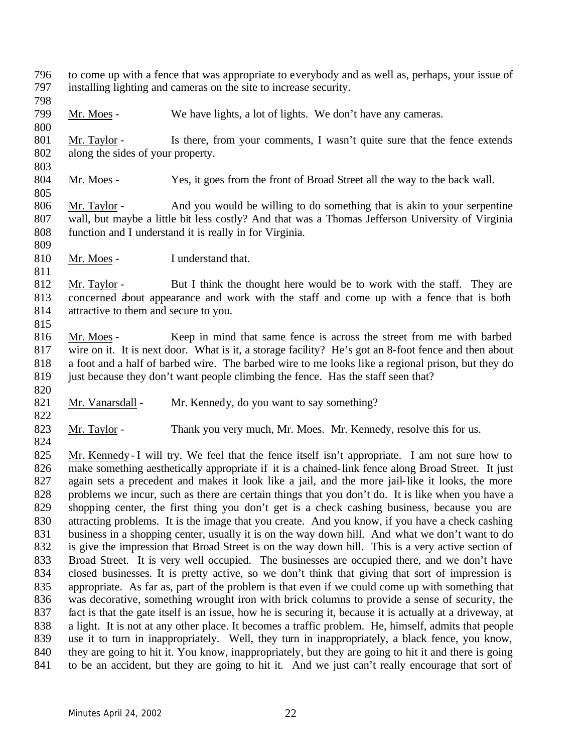to come up with a fence that was appropriate to everybody and as well as, perhaps, your issue of installing lighting and cameras on the site to increase security.

Mr. Moes - We have lights, a lot of lights. We don't have any cameras.

Mr. Taylor - Is there, from your comments, I wasn't quite sure that the fence extends along the sides of your property.

Mr. Moes - Yes, it goes from the front of Broad Street all the way to the back wall.

Mr. Taylor - And you would be willing to do something that is akin to your serpentine wall, but maybe a little bit less costly? And that was a Thomas Jefferson University of Virginia function and I understand it is really in for Virginia.

Mr. Moes - I understand that.

Mr. Taylor - But I think the thought here would be to work with the staff. They are concerned about appearance and work with the staff and come up with a fence that is both attractive to them and secure to you.

Mr. Moes - Keep in mind that same fence is across the street from me with barbed wire on it. It is next door. What is it, a storage facility? He's got an 8-foot fence and then about a foot and a half of barbed wire. The barbed wire to me looks like a regional prison, but they do just because they don't want people climbing the fence. Has the staff seen that?

Mr. Vanarsdall - Mr. Kennedy, do you want to say something?

Mr. Taylor - Thank you very much, Mr. Moes. Mr. Kennedy, resolve this for us.

Mr. Kennedy - I will try. We feel that the fence itself isn't appropriate. I am not sure how to make something aesthetically appropriate if it is a chained-link fence along Broad Street. It just again sets a precedent and makes it look like a jail, and the more jail-like it looks, the more problems we incur, such as there are certain things that you don't do. It is like when you have a shopping center, the first thing you don't get is a check cashing business, because you are attracting problems. It is the image that you create. And you know, if you have a check cashing business in a shopping center, usually it is on the way down hill. And what we don't want to do is give the impression that Broad Street is on the way down hill. This is a very active section of Broad Street. It is very well occupied. The businesses are occupied there, and we don't have closed businesses. It is pretty active, so we don't think that giving that sort of impression is appropriate. As far as, part of the problem is that even if we could come up with something that was decorative, something wrought iron with brick columns to provide a sense of security, the fact is that the gate itself is an issue, how he is securing it, because it is actually at a driveway, at a light. It is not at any other place. It becomes a traffic problem. He, himself, admits that people use it to turn in inappropriately. Well, they turn in inappropriately, a black fence, you know, they are going to hit it. You know, inappropriately, but they are going to hit it and there is going to be an accident, but they are going to hit it. And we just can't really encourage that sort of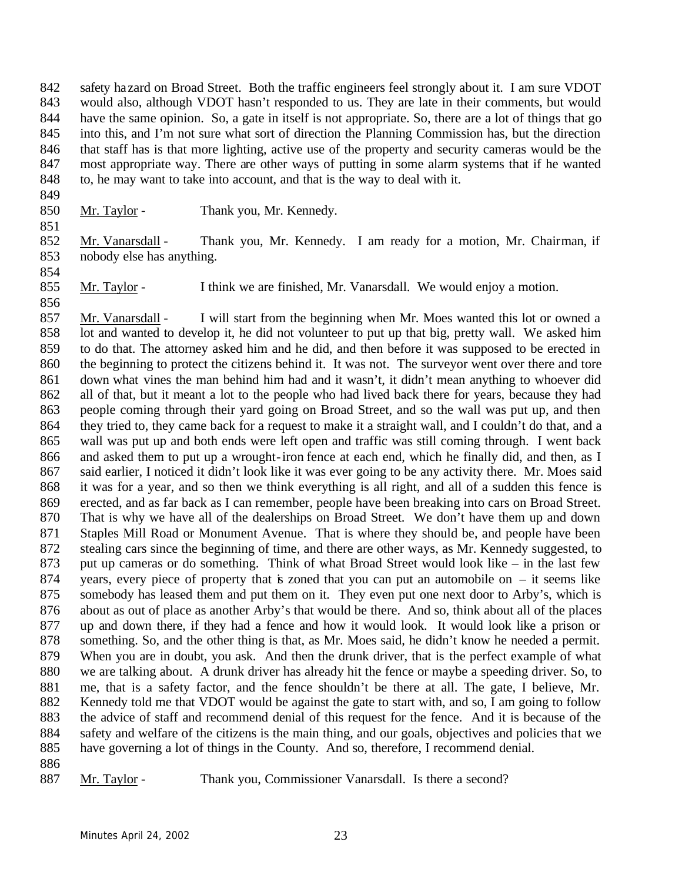safety hazard on Broad Street. Both the traffic engineers feel strongly about it. I am sure VDOT would also, although VDOT hasn't responded to us. They are late in their comments, but would have the same opinion. So, a gate in itself is not appropriate. So, there are a lot of things that go into this, and I'm not sure what sort of direction the Planning Commission has, but the direction that staff has is that more lighting, active use of the property and security cameras would be the most appropriate way. There are other ways of putting in some alarm systems that if he wanted to, he may want to take into account, and that is the way to deal with it.

Mr. Taylor - Thank you, Mr. Kennedy.

Mr. Vanarsdall - Thank you, Mr. Kennedy. I am ready for a motion, Mr. Chairman, if nobody else has anything.

Mr. Taylor - I think we are finished, Mr. Vanarsdall. We would enjoy a motion.

Mr. Vanarsdall - I will start from the beginning when Mr. Moes wanted this lot or owned a lot and wanted to develop it, he did not volunteer to put up that big, pretty wall. We asked him to do that. The attorney asked him and he did, and then before it was supposed to be erected in the beginning to protect the citizens behind it. It was not. The surveyor went over there and tore down what vines the man behind him had and it wasn't, it didn't mean anything to whoever did all of that, but it meant a lot to the people who had lived back there for years, because they had people coming through their yard going on Broad Street, and so the wall was put up, and then they tried to, they came back for a request to make it a straight wall, and I couldn't do that, and a wall was put up and both ends were left open and traffic was still coming through. I went back and asked them to put up a wrought-iron fence at each end, which he finally did, and then, as I said earlier, I noticed it didn't look like it was ever going to be any activity there. Mr. Moes said it was for a year, and so then we think everything is all right, and all of a sudden this fence is erected, and as far back as I can remember, people have been breaking into cars on Broad Street. That is why we have all of the dealerships on Broad Street. We don't have them up and down Staples Mill Road or Monument Avenue. That is where they should be, and people have been stealing cars since the beginning of time, and there are other ways, as Mr. Kennedy suggested, to put up cameras or do something. Think of what Broad Street would look like – in the last few years, every piece of property that is zoned that you can put an automobile on – it seems like somebody has leased them and put them on it. They even put one next door to Arby's, which is about as out of place as another Arby's that would be there. And so, think about all of the places up and down there, if they had a fence and how it would look. It would look like a prison or something. So, and the other thing is that, as Mr. Moes said, he didn't know he needed a permit. When you are in doubt, you ask. And then the drunk driver, that is the perfect example of what we are talking about. A drunk driver has already hit the fence or maybe a speeding driver. So, to me, that is a safety factor, and the fence shouldn't be there at all. The gate, I believe, Mr. Kennedy told me that VDOT would be against the gate to start with, and so, I am going to follow the advice of staff and recommend denial of this request for the fence. And it is because of the safety and welfare of the citizens is the main thing, and our goals, objectives and policies that we have governing a lot of things in the County. And so, therefore, I recommend denial.

Mr. Taylor - Thank you, Commissioner Vanarsdall. Is there a second?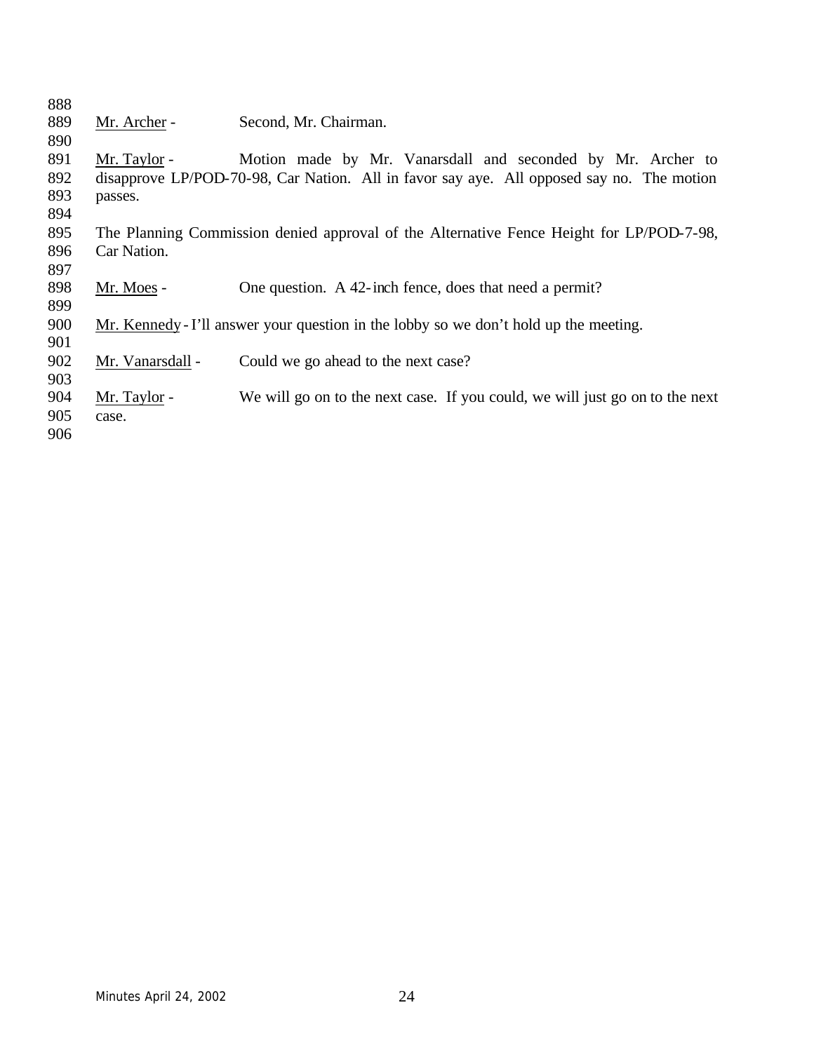Mr. Archer - Second, Mr. Chairman.

Mr. Taylor - Motion made by Mr. Vanarsdall and seconded by Mr. Archer to disapprove LP/POD-70-98, Car Nation. All in favor say aye. All opposed say no. The motion passes.

The Planning Commission denied approval of the Alternative Fence Height for LP/POD-7-98, Car Nation.

Mr. Moes - One question. A 42-inch fence, does that need a permit?

Mr. Kennedy - I'll answer your question in the lobby so we don't hold up the meeting.

Mr. Vanarsdall - Could we go ahead to the next case?

Mr. Taylor - We will go on to the next case. If you could, we will just go on to the next case.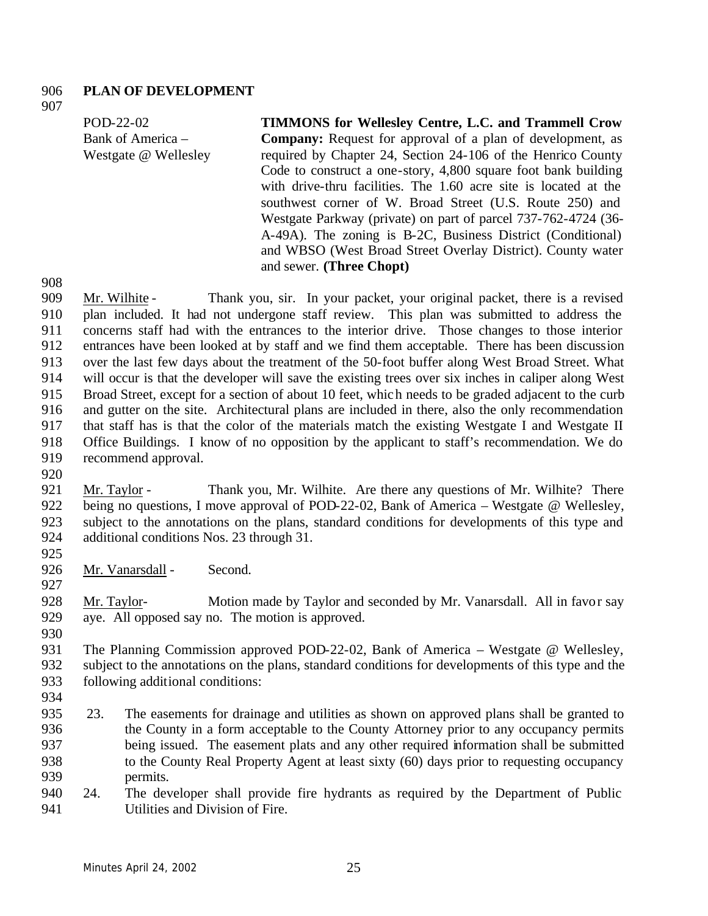**PLAN OF DEVELOPMENT**

POD-22-02
Bank of America – Westgate @ Wellesley

**TIMMONS for Wellesley Centre, L.C. and Trammell Crow Company:** Request for approval of a plan of development, as required by Chapter 24, Section 24-106 of the Henrico County Code to construct a one-story, 4,800 square foot bank building with drive-thru facilities. The 1.60 acre site is located at the southwest corner of W. Broad Street (U.S. Route 250) and Westgate Parkway (private) on part of parcel 737-762-4724 (36-A-49A). The zoning is B-2C, Business District (Conditional) and WBSO (West Broad Street Overlay District). County water and sewer. **(Three Chopt)**

Mr. Wilhite - Thank you, sir. In your packet, your original packet, there is a revised plan included. It had not undergone staff review. This plan was submitted to address the concerns staff had with the entrances to the interior drive. Those changes to those interior entrances have been looked at by staff and we find them acceptable. There has been discussion over the last few days about the treatment of the 50-foot buffer along West Broad Street. What will occur is that the developer will save the existing trees over six inches in caliper along West Broad Street, except for a section of about 10 feet, which needs to be graded adjacent to the curb and gutter on the site. Architectural plans are included in there, also the only recommendation that staff has is that the color of the materials match the existing Westgate I and Westgate II Office Buildings. I know of no opposition by the applicant to staff's recommendation. We do recommend approval.

Mr. Taylor - Thank you, Mr. Wilhite. Are there any questions of Mr. Wilhite? There being no questions, I move approval of POD-22-02, Bank of America – Westgate @ Wellesley, subject to the annotations on the plans, standard conditions for developments of this type and additional conditions Nos. 23 through 31.

Mr. Vanarsdall - Second.

Mr. Taylor- Motion made by Taylor and seconded by Mr. Vanarsdall. All in favor say aye. All opposed say no. The motion is approved.

The Planning Commission approved POD-22-02, Bank of America – Westgate @ Wellesley, subject to the annotations on the plans, standard conditions for developments of this type and the following additional conditions:

23. The easements for drainage and utilities as shown on approved plans shall be granted to the County in a form acceptable to the County Attorney prior to any occupancy permits being issued. The easement plats and any other required information shall be submitted to the County Real Property Agent at least sixty (60) days prior to requesting occupancy permits.
24. The developer shall provide fire hydrants as required by the Department of Public Utilities and Division of Fire.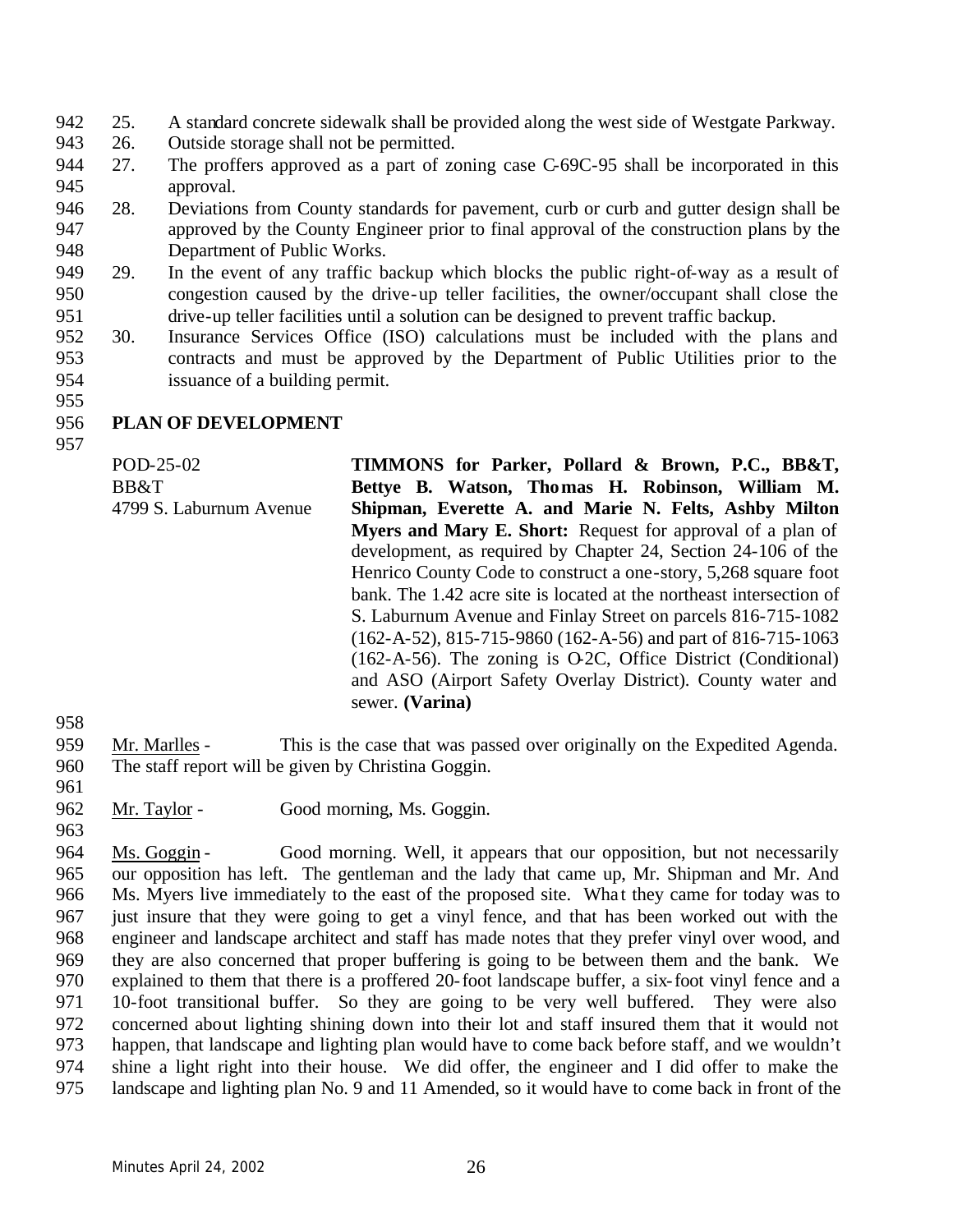25. A standard concrete sidewalk shall be provided along the west side of Westgate Parkway.
26. Outside storage shall not be permitted.
27. The proffers approved as a part of zoning case C-69C-95 shall be incorporated in this approval.
28. Deviations from County standards for pavement, curb or curb and gutter design shall be approved by the County Engineer prior to final approval of the construction plans by the Department of Public Works.
29. In the event of any traffic backup which blocks the public right-of-way as a result of congestion caused by the drive-up teller facilities, the owner/occupant shall close the drive-up teller facilities until a solution can be designed to prevent traffic backup.
30. Insurance Services Office (ISO) calculations must be included with the plans and contracts and must be approved by the Department of Public Utilities prior to the issuance of a building permit.

**PLAN OF DEVELOPMENT**

POD-25-02
BB&T
4799 S. Laburnum Avenue

**TIMMONS for Parker, Pollard & Brown, P.C., BB&T, Bettye B. Watson, Thomas H. Robinson, William M. Shipman, Everette A. and Marie N. Felts, Ashby Milton Myers and Mary E. Short:** Request for approval of a plan of development, as required by Chapter 24, Section 24-106 of the Henrico County Code to construct a one-story, 5,268 square foot bank. The 1.42 acre site is located at the northeast intersection of S. Laburnum Avenue and Finlay Street on parcels 816-715-1082 (162-A-52), 815-715-9860 (162-A-56) and part of 816-715-1063 (162-A-56). The zoning is O-2C, Office District (Conditional) and ASO (Airport Safety Overlay District). County water and sewer. **(Varina)**

Mr. Marlles - This is the case that was passed over originally on the Expedited Agenda. The staff report will be given by Christina Goggin.

Mr. Taylor - Good morning, Ms. Goggin.

Ms. Goggin - Good morning. Well, it appears that our opposition, but not necessarily our opposition has left. The gentleman and the lady that came up, Mr. Shipman and Mr. And Ms. Myers live immediately to the east of the proposed site. What they came for today was to just insure that they were going to get a vinyl fence, and that has been worked out with the engineer and landscape architect and staff has made notes that they prefer vinyl over wood, and they are also concerned that proper buffering is going to be between them and the bank. We explained to them that there is a proffered 20-foot landscape buffer, a six-foot vinyl fence and a 10-foot transitional buffer. So they are going to be very well buffered. They were also concerned about lighting shining down into their lot and staff insured them that it would not happen, that landscape and lighting plan would have to come back before staff, and we wouldn't shine a light right into their house. We did offer, the engineer and I did offer to make the landscape and lighting plan No. 9 and 11 Amended, so it would have to come back in front of the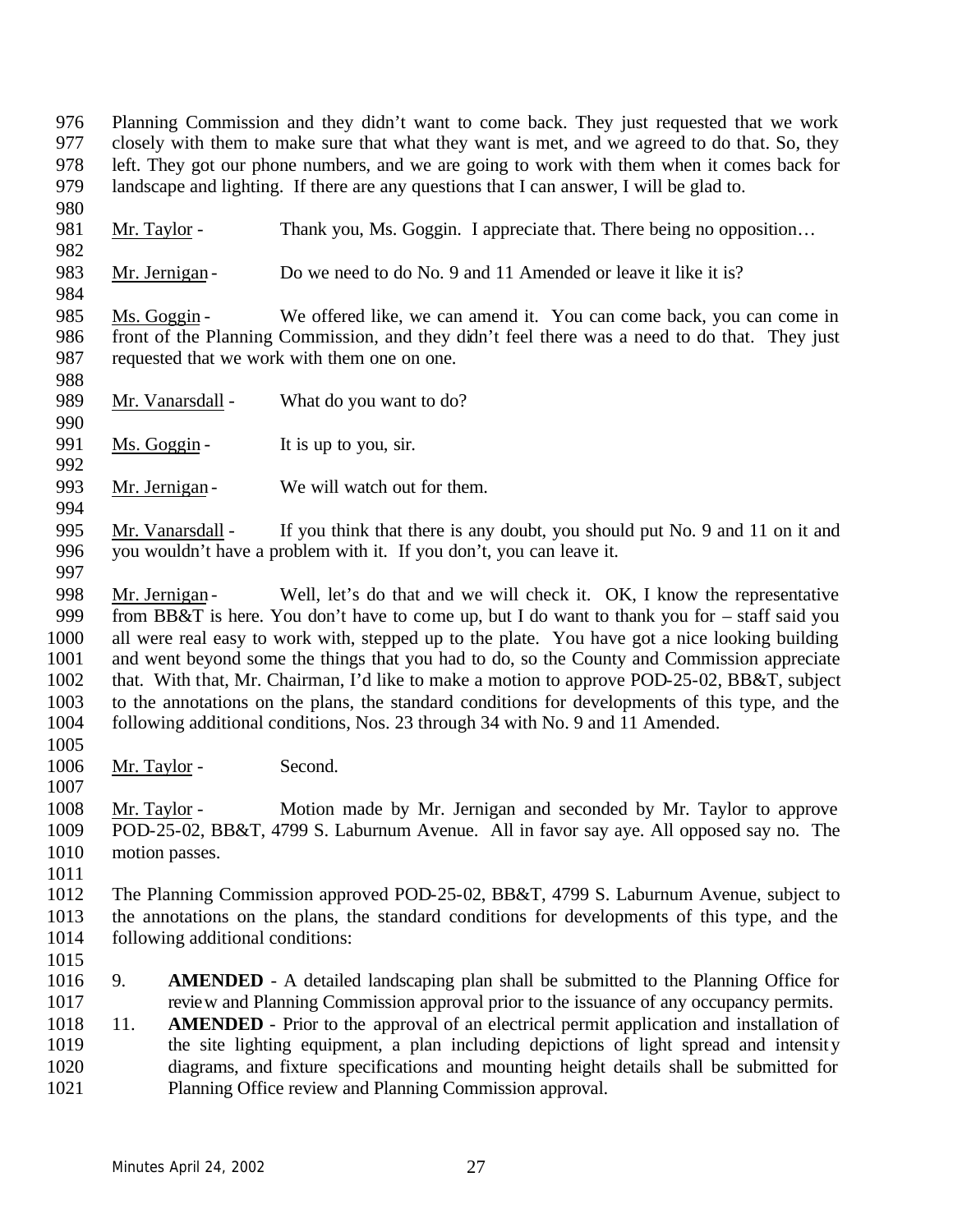Planning Commission and they didn't want to come back. They just requested that we work closely with them to make sure that what they want is met, and we agreed to do that. So, they left. They got our phone numbers, and we are going to work with them when it comes back for landscape and lighting. If there are any questions that I can answer, I will be glad to.

Mr. Taylor - Thank you, Ms. Goggin. I appreciate that. There being no opposition…

Mr. Jernigan - Do we need to do No. 9 and 11 Amended or leave it like it is?

Ms. Goggin - We offered like, we can amend it. You can come back, you can come in front of the Planning Commission, and they didn't feel there was a need to do that. They just requested that we work with them one on one.

Mr. Vanarsdall - What do you want to do?

Ms. Goggin - It is up to you, sir.

Mr. Jernigan - We will watch out for them.

Mr. Vanarsdall - If you think that there is any doubt, you should put No. 9 and 11 on it and you wouldn't have a problem with it. If you don't, you can leave it.

Mr. Jernigan - Well, let's do that and we will check it. OK, I know the representative from BB&T is here. You don't have to come up, but I do want to thank you for – staff said you all were real easy to work with, stepped up to the plate. You have got a nice looking building and went beyond some the things that you had to do, so the County and Commission appreciate that. With that, Mr. Chairman, I'd like to make a motion to approve POD-25-02, BB&T, subject to the annotations on the plans, the standard conditions for developments of this type, and the following additional conditions, Nos. 23 through 34 with No. 9 and 11 Amended.

Mr. Taylor - Second.

Mr. Taylor - Motion made by Mr. Jernigan and seconded by Mr. Taylor to approve POD-25-02, BB&T, 4799 S. Laburnum Avenue. All in favor say aye. All opposed say no. The motion passes.

The Planning Commission approved POD-25-02, BB&T, 4799 S. Laburnum Avenue, subject to the annotations on the plans, the standard conditions for developments of this type, and the following additional conditions:

9. **AMENDED** - A detailed landscaping plan shall be submitted to the Planning Office for review and Planning Commission approval prior to the issuance of any occupancy permits.
11. **AMENDED** - Prior to the approval of an electrical permit application and installation of the site lighting equipment, a plan including depictions of light spread and intensity diagrams, and fixture specifications and mounting height details shall be submitted for Planning Office review and Planning Commission approval.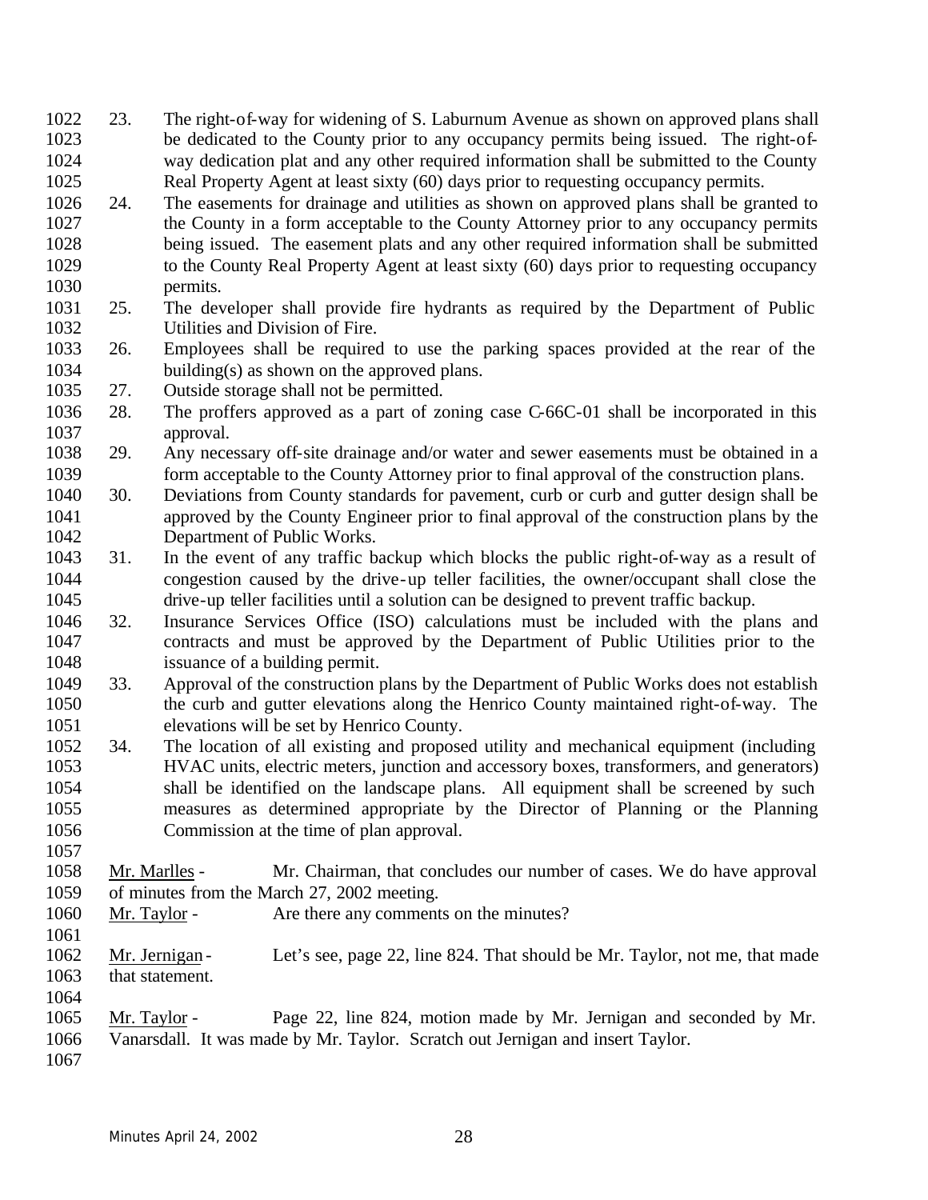23. The right-of-way for widening of S. Laburnum Avenue as shown on approved plans shall be dedicated to the County prior to any occupancy permits being issued. The right-of-way dedication plat and any other required information shall be submitted to the County Real Property Agent at least sixty (60) days prior to requesting occupancy permits.
24. The easements for drainage and utilities as shown on approved plans shall be granted to the County in a form acceptable to the County Attorney prior to any occupancy permits being issued. The easement plats and any other required information shall be submitted to the County Real Property Agent at least sixty (60) days prior to requesting occupancy permits.
25. The developer shall provide fire hydrants as required by the Department of Public Utilities and Division of Fire.
26. Employees shall be required to use the parking spaces provided at the rear of the building(s) as shown on the approved plans.
27. Outside storage shall not be permitted.
28. The proffers approved as a part of zoning case C-66C-01 shall be incorporated in this approval.
29. Any necessary off-site drainage and/or water and sewer easements must be obtained in a form acceptable to the County Attorney prior to final approval of the construction plans.
30. Deviations from County standards for pavement, curb or curb and gutter design shall be approved by the County Engineer prior to final approval of the construction plans by the Department of Public Works.
31. In the event of any traffic backup which blocks the public right-of-way as a result of congestion caused by the drive-up teller facilities, the owner/occupant shall close the drive-up teller facilities until a solution can be designed to prevent traffic backup.
32. Insurance Services Office (ISO) calculations must be included with the plans and contracts and must be approved by the Department of Public Utilities prior to the issuance of a building permit.
33. Approval of the construction plans by the Department of Public Works does not establish the curb and gutter elevations along the Henrico County maintained right-of-way. The elevations will be set by Henrico County.
34. The location of all existing and proposed utility and mechanical equipment (including HVAC units, electric meters, junction and accessory boxes, transformers, and generators) shall be identified on the landscape plans. All equipment shall be screened by such measures as determined appropriate by the Director of Planning or the Planning Commission at the time of plan approval.

Mr. Marlles - Mr. Chairman, that concludes our number of cases. We do have approval of minutes from the March 27, 2002 meeting.

Mr. Taylor - Are there any comments on the minutes?

Mr. Jernigan - Let's see, page 22, line 824. That should be Mr. Taylor, not me, that made that statement.

Mr. Taylor - Page 22, line 824, motion made by Mr. Jernigan and seconded by Mr. Vanarsdall. It was made by Mr. Taylor. Scratch out Jernigan and insert Taylor.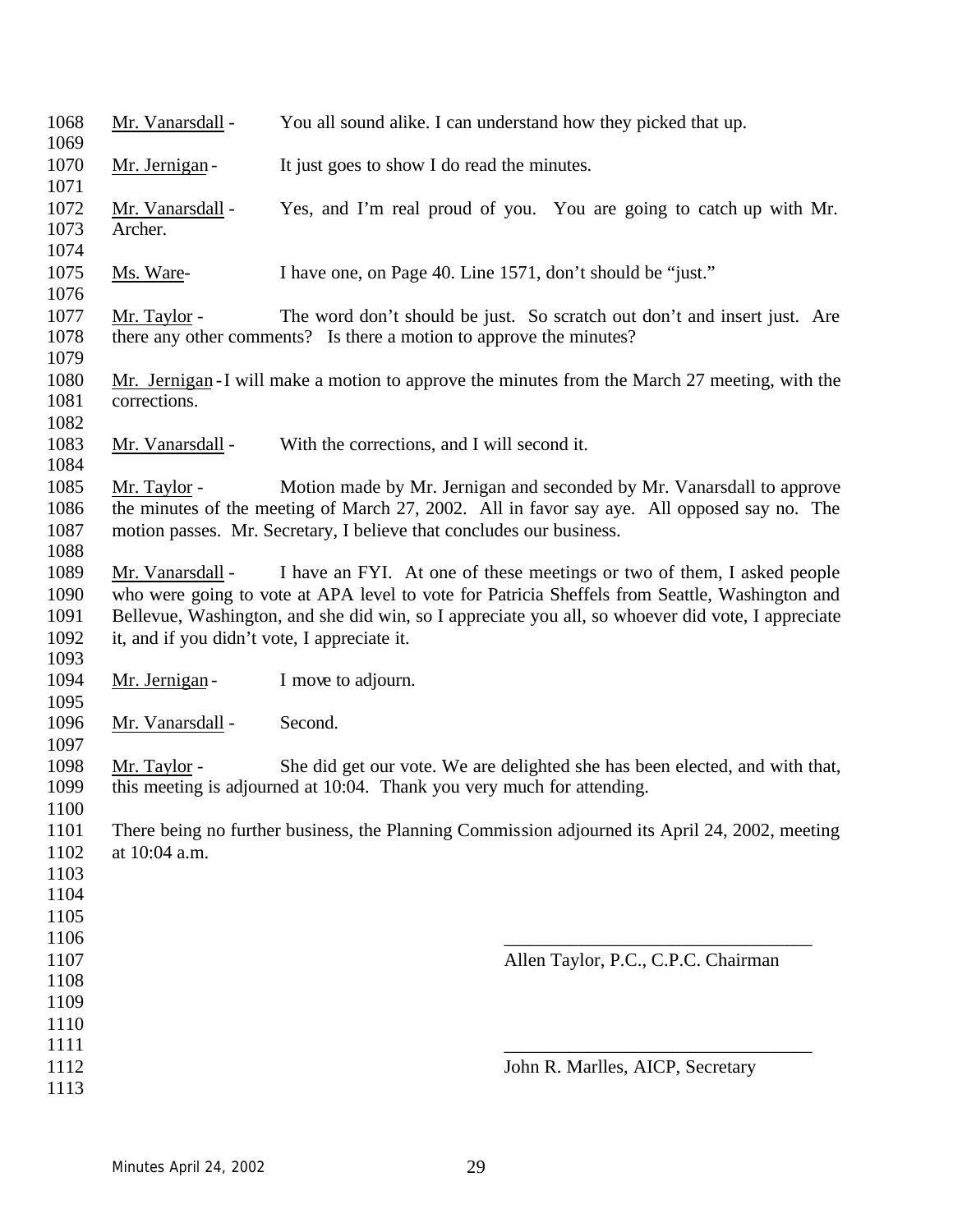Mr. Vanarsdall - You all sound alike. I can understand how they picked that up.

Mr. Jernigan - It just goes to show I do read the minutes.

Mr. Vanarsdall - Yes, and I'm real proud of you. You are going to catch up with Mr. Archer.

Ms. Ware- I have one, on Page 40. Line 1571, don't should be "just."

Mr. Taylor - The word don't should be just. So scratch out don't and insert just. Are there any other comments? Is there a motion to approve the minutes?

Mr. Jernigan - I will make a motion to approve the minutes from the March 27 meeting, with the corrections.

Mr. Vanarsdall - With the corrections, and I will second it.

Mr. Taylor - Motion made by Mr. Jernigan and seconded by Mr. Vanarsdall to approve the minutes of the meeting of March 27, 2002. All in favor say aye. All opposed say no. The motion passes. Mr. Secretary, I believe that concludes our business.

Mr. Vanarsdall - I have an FYI. At one of these meetings or two of them, I asked people who were going to vote at APA level to vote for Patricia Sheffels from Seattle, Washington and Bellevue, Washington, and she did win, so I appreciate you all, so whoever did vote, I appreciate it, and if you didn't vote, I appreciate it.

Mr. Jernigan - I move to adjourn.

Mr. Vanarsdall - Second.

Mr. Taylor - She did get our vote. We are delighted she has been elected, and with that, this meeting is adjourned at 10:04. Thank you very much for attending.

There being no further business, the Planning Commission adjourned its April 24, 2002, meeting at 10:04 a.m.

\_\_\_\_\_\_\_\_\_\_\_\_\_\_\_\_\_\_\_\_\_\_\_\_\_\_\_\_\_\_\_\_\_\_

Allen Taylor, P.C., C.P.C. Chairman

\_\_\_\_\_\_\_\_\_\_\_\_\_\_\_\_\_\_\_\_\_\_\_\_\_\_\_\_\_\_\_\_\_\_

John R. Marlles, AICP, Secretary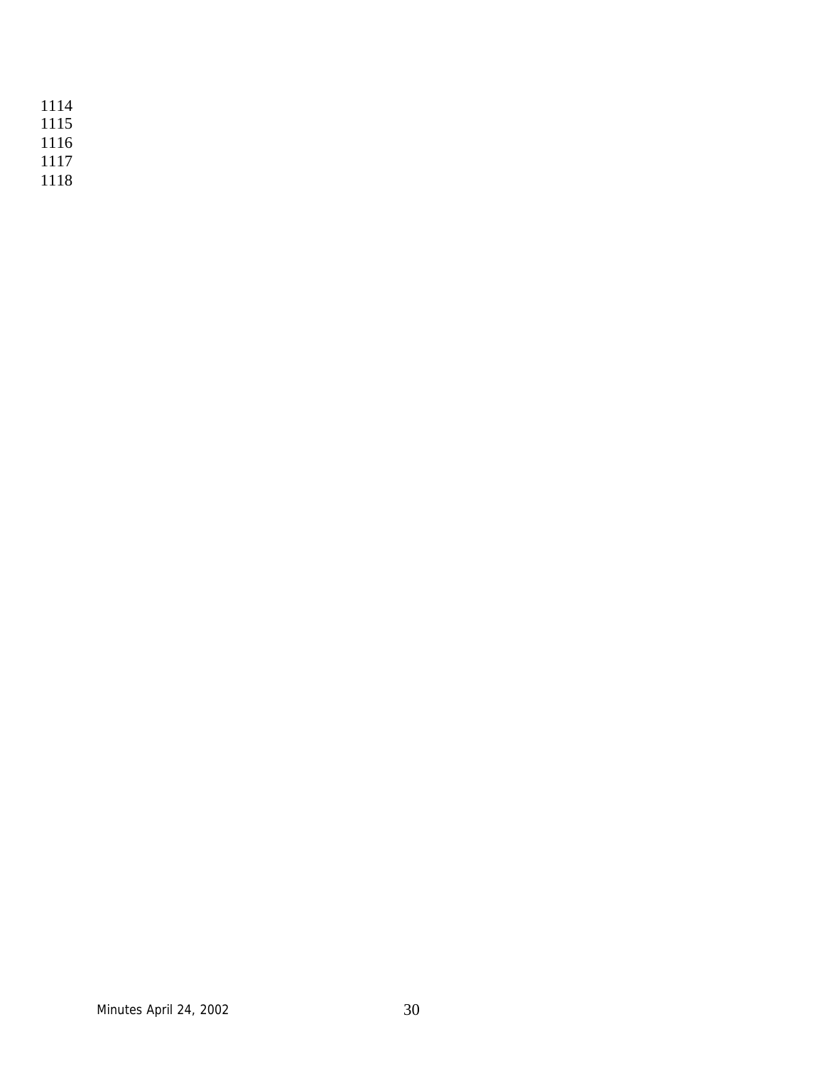1114
1115
1116
1117
1118